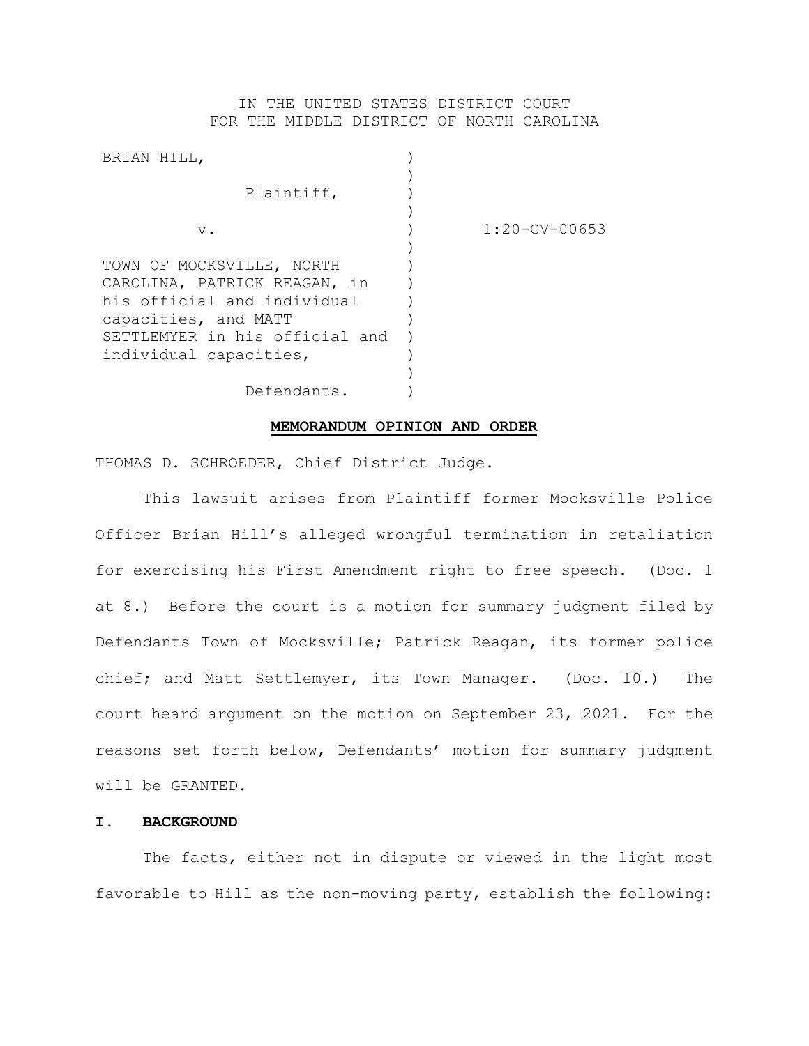IN THE UNITED STATES DISTRICT COURT
FOR THE MIDDLE DISTRICT OF NORTH CAROLINA

| | | |
|---|---|---|
| BRIAN HILL, | ) | |
| Plaintiff, | ) | |
| v. | ) | 1:20-CV-00653 |
| TOWN OF MOCKSVILLE, NORTH CAROLINA, PATRICK REAGAN, in his official and individual capacities, and MATT SETTLEMYER in his official and individual capacities, | ) | |
| Defendants. | ) | |

**MEMORANDUM OPINION AND ORDER**

THOMAS D. SCHROEDER, Chief District Judge.

This lawsuit arises from Plaintiff former Mocksville Police Officer Brian Hill's alleged wrongful termination in retaliation for exercising his First Amendment right to free speech. (Doc. 1 at 8.) Before the court is a motion for summary judgment filed by Defendants Town of Mocksville; Patrick Reagan, its former police chief; and Matt Settlemyer, its Town Manager. (Doc. 10.) The court heard argument on the motion on September 23, 2021. For the reasons set forth below, Defendants' motion for summary judgment will be GRANTED.

**I. BACKGROUND**

The facts, either not in dispute or viewed in the light most favorable to Hill as the non-moving party, establish the following: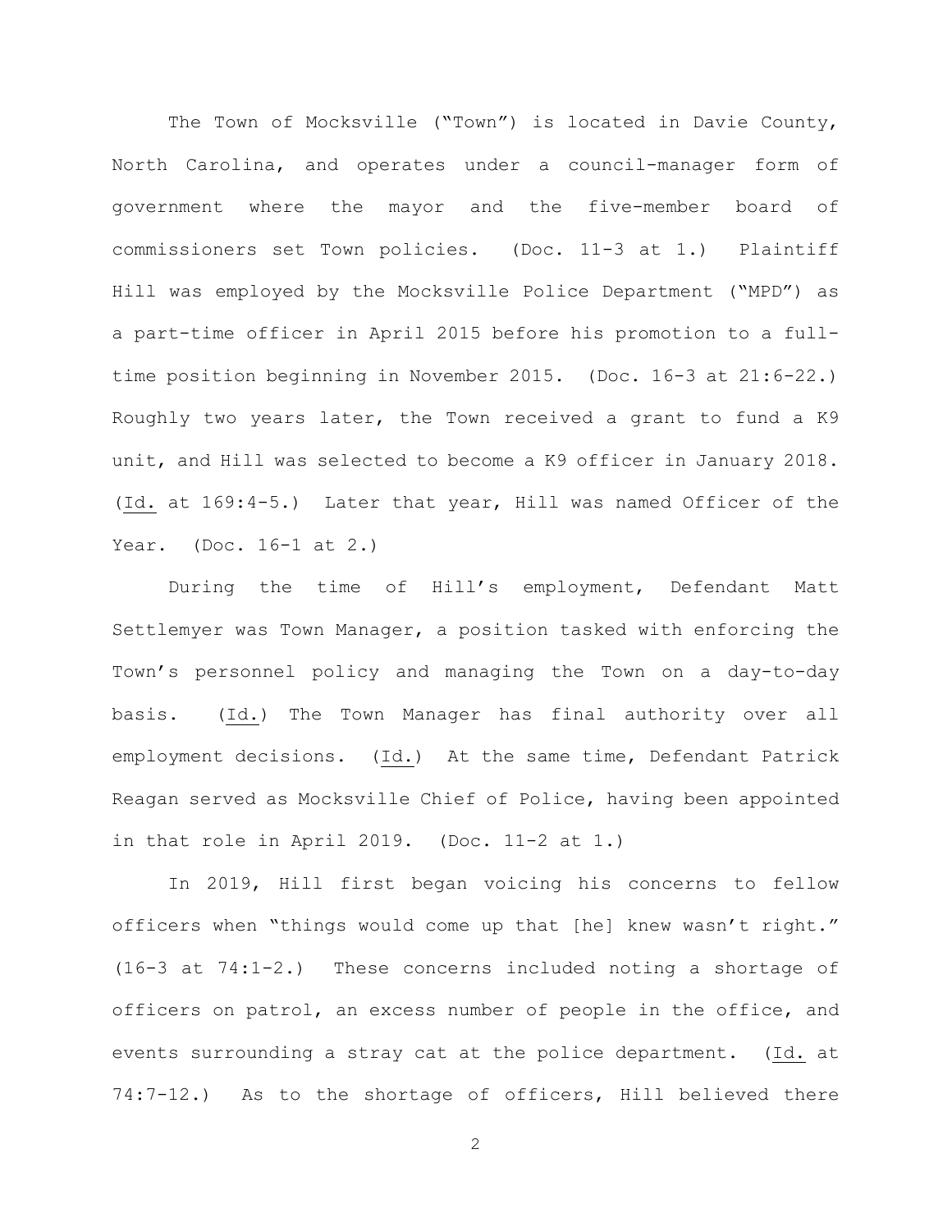The Town of Mocksville ("Town") is located in Davie County, North Carolina, and operates under a council-manager form of government where the mayor and the five-member board of commissioners set Town policies. (Doc. 11-3 at 1.) Plaintiff Hill was employed by the Mocksville Police Department ("MPD") as a part-time officer in April 2015 before his promotion to a full-time position beginning in November 2015. (Doc. 16-3 at 21:6-22.) Roughly two years later, the Town received a grant to fund a K9 unit, and Hill was selected to become a K9 officer in January 2018. (Id. at 169:4-5.) Later that year, Hill was named Officer of the Year. (Doc. 16-1 at 2.)

During the time of Hill's employment, Defendant Matt Settlemyer was Town Manager, a position tasked with enforcing the Town's personnel policy and managing the Town on a day-to-day basis. (Id.) The Town Manager has final authority over all employment decisions. (Id.) At the same time, Defendant Patrick Reagan served as Mocksville Chief of Police, having been appointed in that role in April 2019. (Doc. 11-2 at 1.)

In 2019, Hill first began voicing his concerns to fellow officers when "things would come up that [he] knew wasn't right." (16-3 at 74:1-2.) These concerns included noting a shortage of officers on patrol, an excess number of people in the office, and events surrounding a stray cat at the police department. (Id. at 74:7-12.) As to the shortage of officers, Hill believed there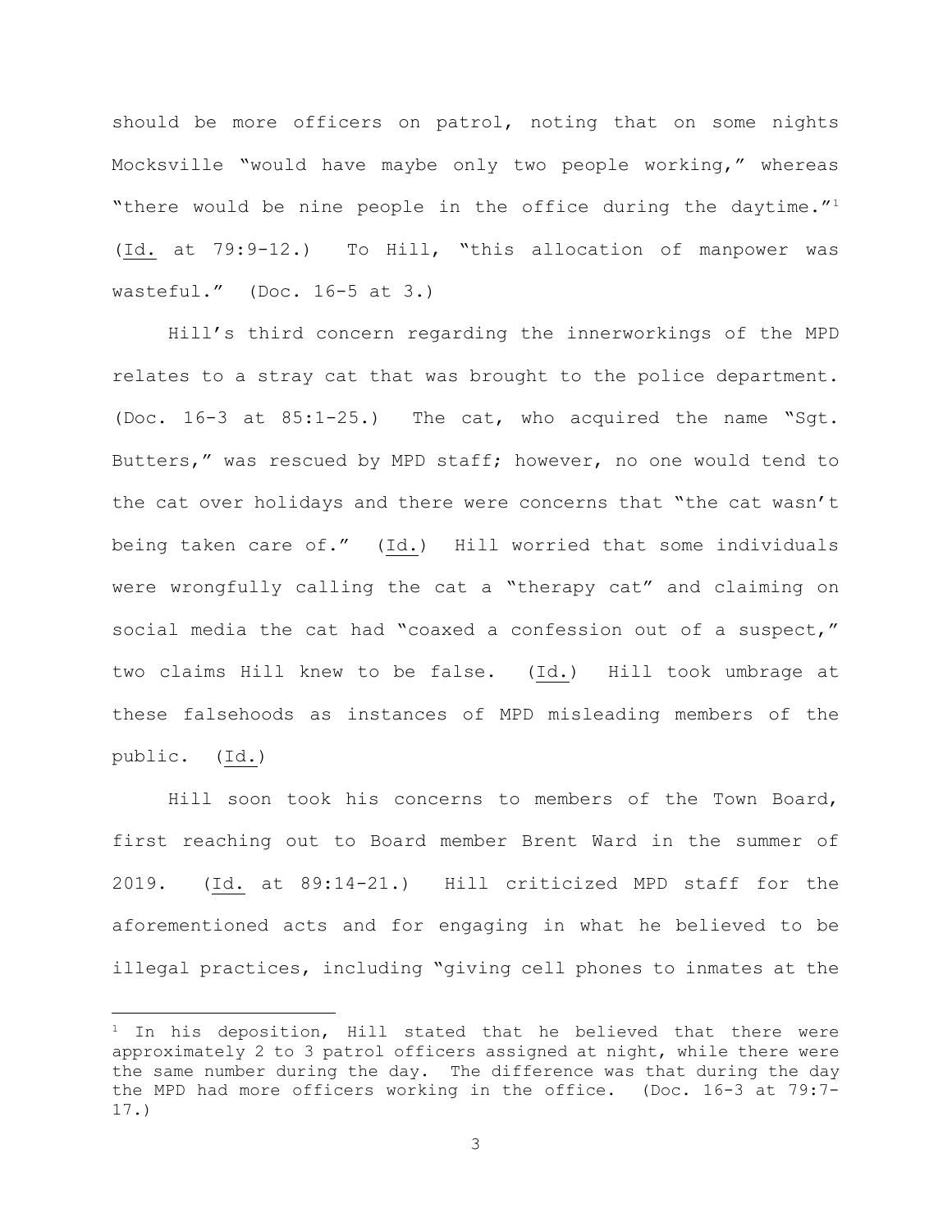should be more officers on patrol, noting that on some nights Mocksville "would have maybe only two people working," whereas "there would be nine people in the office during the daytime."[1] (Id. at 79:9-12.) To Hill, "this allocation of manpower was wasteful." (Doc. 16-5 at 3.)

Hill's third concern regarding the innerworkings of the MPD relates to a stray cat that was brought to the police department. (Doc. 16-3 at 85:1-25.) The cat, who acquired the name "Sgt. Butters," was rescued by MPD staff; however, no one would tend to the cat over holidays and there were concerns that "the cat wasn't being taken care of." (Id.) Hill worried that some individuals were wrongfully calling the cat a "therapy cat" and claiming on social media the cat had "coaxed a confession out of a suspect," two claims Hill knew to be false. (Id.) Hill took umbrage at these falsehoods as instances of MPD misleading members of the public. (Id.)

Hill soon took his concerns to members of the Town Board, first reaching out to Board member Brent Ward in the summer of 2019. (Id. at 89:14-21.) Hill criticized MPD staff for the aforementioned acts and for engaging in what he believed to be illegal practices, including "giving cell phones to inmates at the

---

[1] In his deposition, Hill stated that he believed that there were approximately 2 to 3 patrol officers assigned at night, while there were the same number during the day. The difference was that during the day the MPD had more officers working in the office. (Doc. 16-3 at 79:7-17.)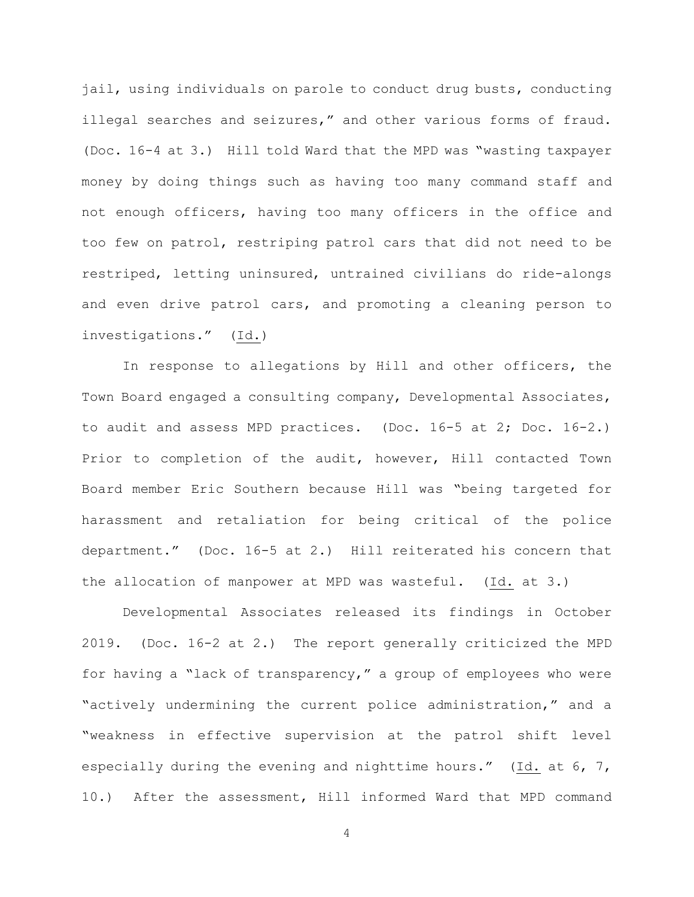jail, using individuals on parole to conduct drug busts, conducting illegal searches and seizures," and other various forms of fraud. (Doc. 16-4 at 3.) Hill told Ward that the MPD was "wasting taxpayer money by doing things such as having too many command staff and not enough officers, having too many officers in the office and too few on patrol, restriping patrol cars that did not need to be restriped, letting uninsured, untrained civilians do ride-alongs and even drive patrol cars, and promoting a cleaning person to investigations." (Id.)

In response to allegations by Hill and other officers, the Town Board engaged a consulting company, Developmental Associates, to audit and assess MPD practices. (Doc. 16-5 at 2; Doc. 16-2.) Prior to completion of the audit, however, Hill contacted Town Board member Eric Southern because Hill was "being targeted for harassment and retaliation for being critical of the police department." (Doc. 16-5 at 2.) Hill reiterated his concern that the allocation of manpower at MPD was wasteful. (Id. at 3.)

Developmental Associates released its findings in October 2019. (Doc. 16-2 at 2.) The report generally criticized the MPD for having a "lack of transparency," a group of employees who were "actively undermining the current police administration," and a "weakness in effective supervision at the patrol shift level especially during the evening and nighttime hours." (Id. at 6, 7, 10.) After the assessment, Hill informed Ward that MPD command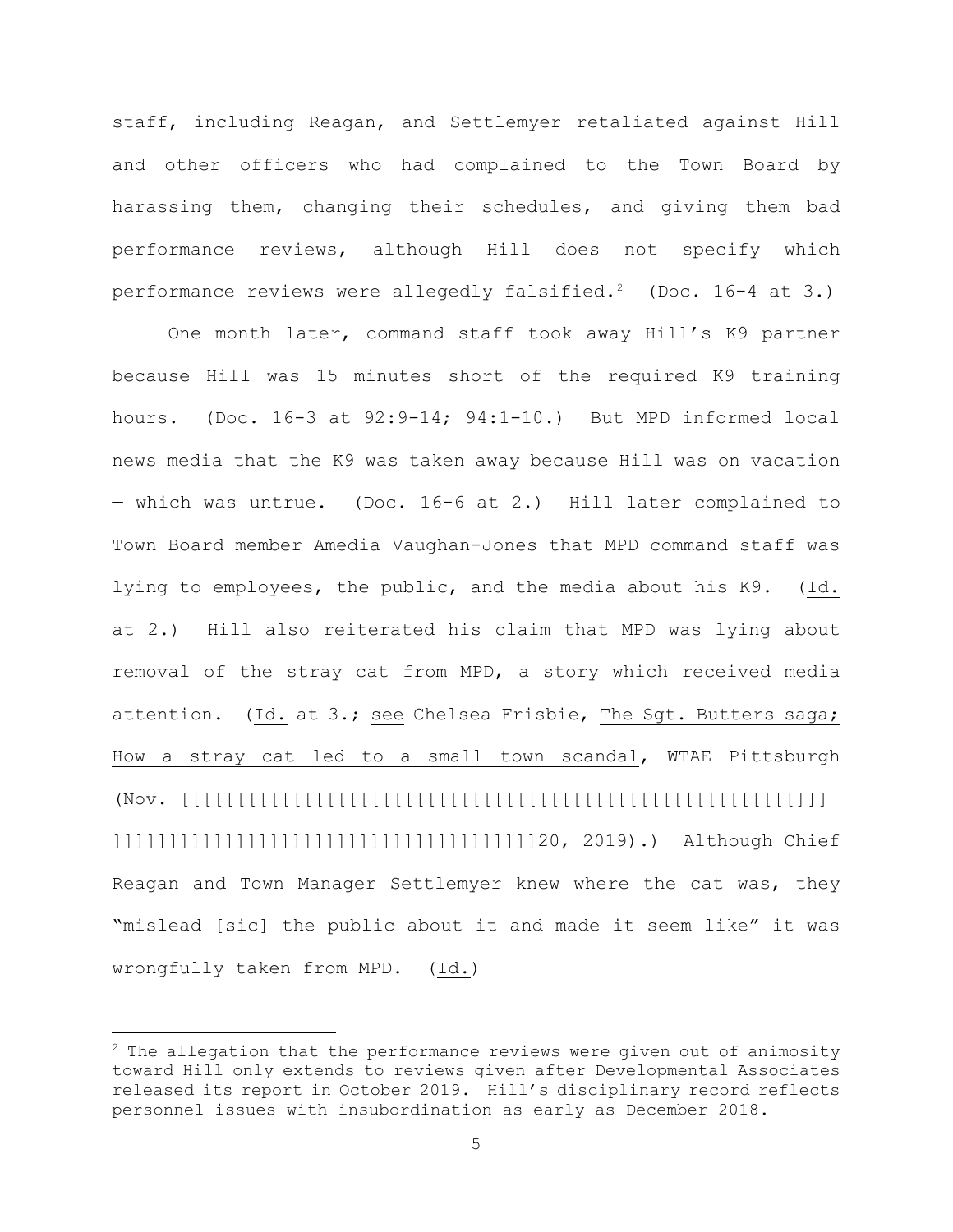staff, including Reagan, and Settlemyer retaliated against Hill and other officers who had complained to the Town Board by harassing them, changing their schedules, and giving them bad performance reviews, although Hill does not specify which performance reviews were allegedly falsified.[2] (Doc. 16-4 at 3.)

One month later, command staff took away Hill's K9 partner because Hill was 15 minutes short of the required K9 training hours. (Doc. 16-3 at 92:9-14; 94:1-10.) But MPD informed local news media that the K9 was taken away because Hill was on vacation — which was untrue. (Doc. 16-6 at 2.) Hill later complained to Town Board member Amedia Vaughan-Jones that MPD command staff was lying to employees, the public, and the media about his K9. (Id. at 2.) Hill also reiterated his claim that MPD was lying about removal of the stray cat from MPD, a story which received media attention. (Id. at 3.; see Chelsea Frisbie, The Sgt. Butters saga; How a stray cat led to a small town scandal, WTAE Pittsburgh (Nov. [[[[[[[[[[[[[[[[[[[[[[[[[[[[[[[[[[[[[[[[[[[]]]]]]]]]]]]]]]]]]]]]]]]]]]]]]]]]]]]]]]]20, 2019).) Although Chief Reagan and Town Manager Settlemyer knew where the cat was, they "mislead [sic] the public about it and made it seem like" it was wrongfully taken from MPD. (Id.)

---

[2] The allegation that the performance reviews were given out of animosity toward Hill only extends to reviews given after Developmental Associates released its report in October 2019. Hill's disciplinary record reflects personnel issues with insubordination as early as December 2018.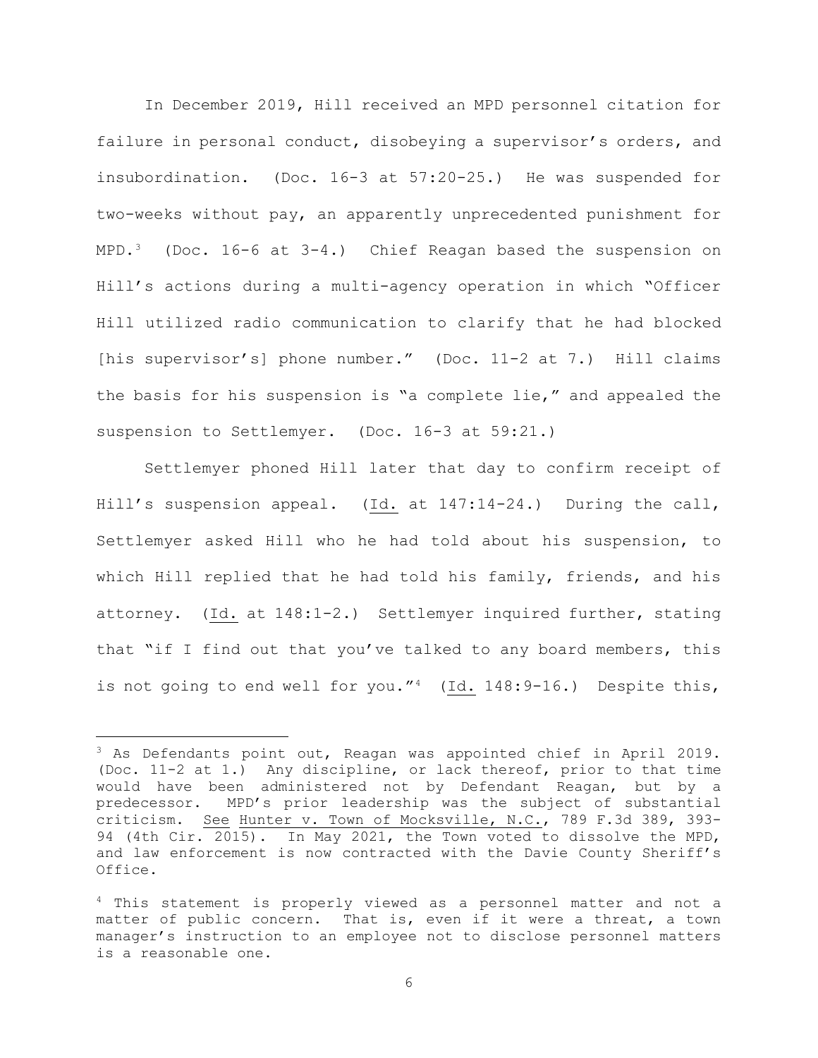In December 2019, Hill received an MPD personnel citation for failure in personal conduct, disobeying a supervisor's orders, and insubordination. (Doc. 16-3 at 57:20-25.) He was suspended for two-weeks without pay, an apparently unprecedented punishment for MPD.[3] (Doc. 16-6 at 3-4.) Chief Reagan based the suspension on Hill's actions during a multi-agency operation in which "Officer Hill utilized radio communication to clarify that he had blocked [his supervisor's] phone number." (Doc. 11-2 at 7.) Hill claims the basis for his suspension is "a complete lie," and appealed the suspension to Settlemyer. (Doc. 16-3 at 59:21.)

Settlemyer phoned Hill later that day to confirm receipt of Hill's suspension appeal. (Id. at 147:14-24.) During the call, Settlemyer asked Hill who he had told about his suspension, to which Hill replied that he had told his family, friends, and his attorney. (Id. at 148:1-2.) Settlemyer inquired further, stating that "if I find out that you've talked to any board members, this is not going to end well for you."[4] (Id. 148:9-16.) Despite this,

---

[3] As Defendants point out, Reagan was appointed chief in April 2019. (Doc. 11-2 at 1.) Any discipline, or lack thereof, prior to that time would have been administered not by Defendant Reagan, but by a predecessor. MPD's prior leadership was the subject of substantial criticism. See Hunter v. Town of Mocksville, N.C., 789 F.3d 389, 393-94 (4th Cir. 2015). In May 2021, the Town voted to dissolve the MPD, and law enforcement is now contracted with the Davie County Sheriff's Office.

[4] This statement is properly viewed as a personnel matter and not a matter of public concern. That is, even if it were a threat, a town manager's instruction to an employee not to disclose personnel matters is a reasonable one.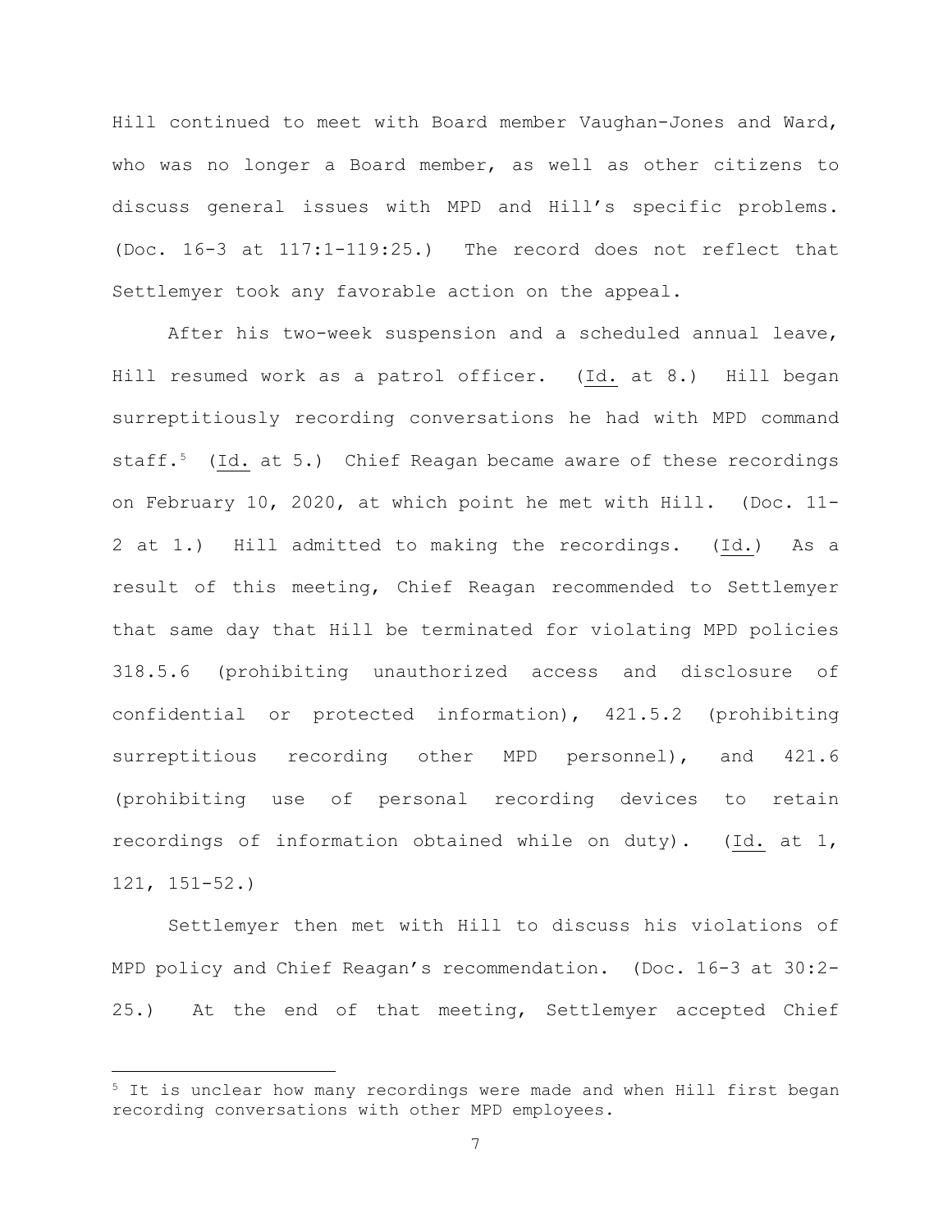Hill continued to meet with Board member Vaughan-Jones and Ward, who was no longer a Board member, as well as other citizens to discuss general issues with MPD and Hill's specific problems. (Doc. 16-3 at 117:1-119:25.) The record does not reflect that Settlemyer took any favorable action on the appeal.

After his two-week suspension and a scheduled annual leave, Hill resumed work as a patrol officer. (Id. at 8.) Hill began surreptitiously recording conversations he had with MPD command staff.[5] (Id. at 5.) Chief Reagan became aware of these recordings on February 10, 2020, at which point he met with Hill. (Doc. 11-2 at 1.) Hill admitted to making the recordings. (Id.) As a result of this meeting, Chief Reagan recommended to Settlemyer that same day that Hill be terminated for violating MPD policies 318.5.6 (prohibiting unauthorized access and disclosure of confidential or protected information), 421.5.2 (prohibiting surreptitious recording other MPD personnel), and 421.6 (prohibiting use of personal recording devices to retain recordings of information obtained while on duty). (Id. at 1, 121, 151-52.)

Settlemyer then met with Hill to discuss his violations of MPD policy and Chief Reagan's recommendation. (Doc. 16-3 at 30:2-25.) At the end of that meeting, Settlemyer accepted Chief

[5] It is unclear how many recordings were made and when Hill first began recording conversations with other MPD employees.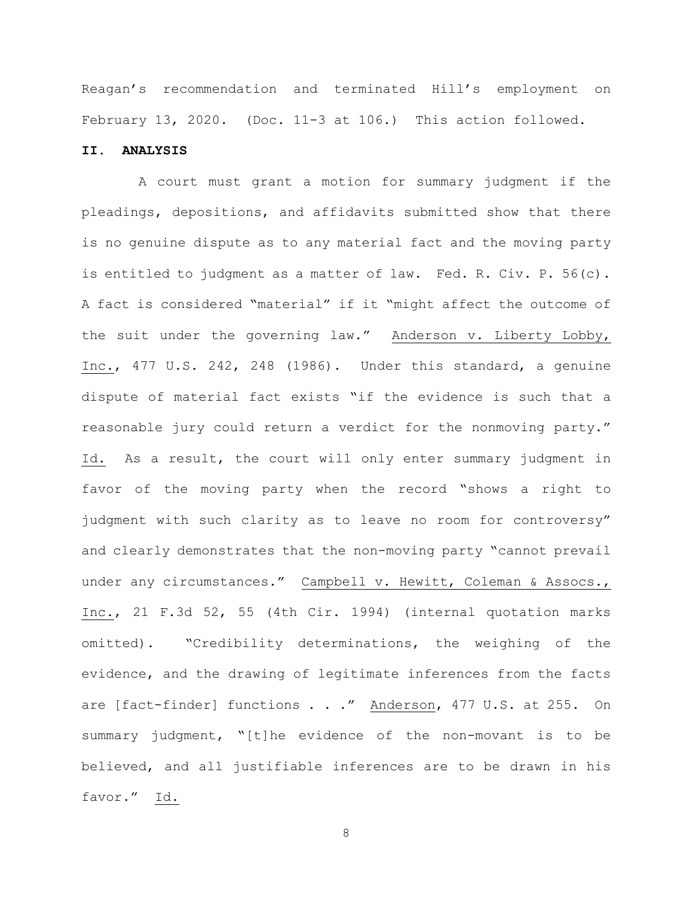Reagan's recommendation and terminated Hill's employment on February 13, 2020. (Doc. 11-3 at 106.) This action followed.

## II. ANALYSIS

A court must grant a motion for summary judgment if the pleadings, depositions, and affidavits submitted show that there is no genuine dispute as to any material fact and the moving party is entitled to judgment as a matter of law. Fed. R. Civ. P. 56(c). A fact is considered "material" if it "might affect the outcome of the suit under the governing law." Anderson v. Liberty Lobby, Inc., 477 U.S. 242, 248 (1986). Under this standard, a genuine dispute of material fact exists "if the evidence is such that a reasonable jury could return a verdict for the nonmoving party." Id. As a result, the court will only enter summary judgment in favor of the moving party when the record "shows a right to judgment with such clarity as to leave no room for controversy" and clearly demonstrates that the non-moving party "cannot prevail under any circumstances." Campbell v. Hewitt, Coleman & Assocs., Inc., 21 F.3d 52, 55 (4th Cir. 1994) (internal quotation marks omitted). "Credibility determinations, the weighing of the evidence, and the drawing of legitimate inferences from the facts are [fact-finder] functions . . ." Anderson, 477 U.S. at 255. On summary judgment, "[t]he evidence of the non-movant is to be believed, and all justifiable inferences are to be drawn in his favor." Id.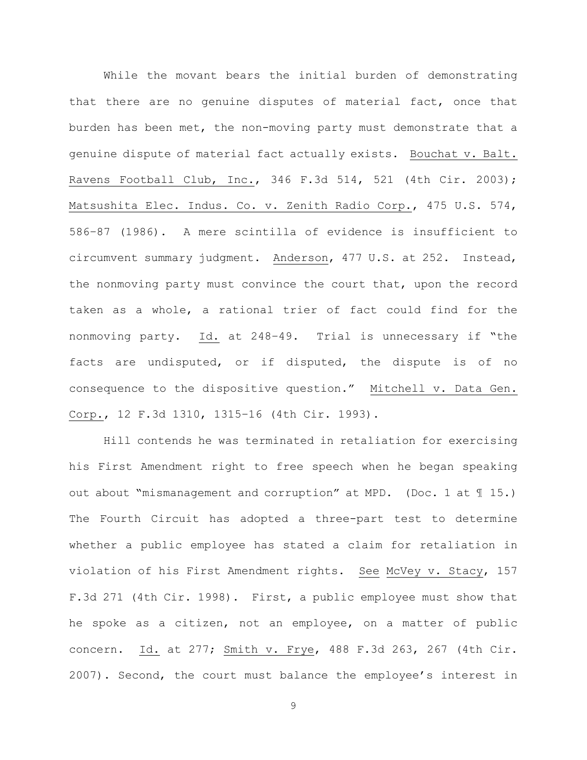While the movant bears the initial burden of demonstrating that there are no genuine disputes of material fact, once that burden has been met, the non-moving party must demonstrate that a genuine dispute of material fact actually exists. Bouchat v. Balt. Ravens Football Club, Inc., 346 F.3d 514, 521 (4th Cir. 2003); Matsushita Elec. Indus. Co. v. Zenith Radio Corp., 475 U.S. 574, 586–87 (1986). A mere scintilla of evidence is insufficient to circumvent summary judgment. Anderson, 477 U.S. at 252. Instead, the nonmoving party must convince the court that, upon the record taken as a whole, a rational trier of fact could find for the nonmoving party. Id. at 248–49. Trial is unnecessary if "the facts are undisputed, or if disputed, the dispute is of no consequence to the dispositive question." Mitchell v. Data Gen. Corp., 12 F.3d 1310, 1315–16 (4th Cir. 1993).

Hill contends he was terminated in retaliation for exercising his First Amendment right to free speech when he began speaking out about "mismanagement and corruption" at MPD. (Doc. 1 at ¶ 15.) The Fourth Circuit has adopted a three-part test to determine whether a public employee has stated a claim for retaliation in violation of his First Amendment rights. See McVey v. Stacy, 157 F.3d 271 (4th Cir. 1998). First, a public employee must show that he spoke as a citizen, not an employee, on a matter of public concern. Id. at 277; Smith v. Frye, 488 F.3d 263, 267 (4th Cir. 2007). Second, the court must balance the employee's interest in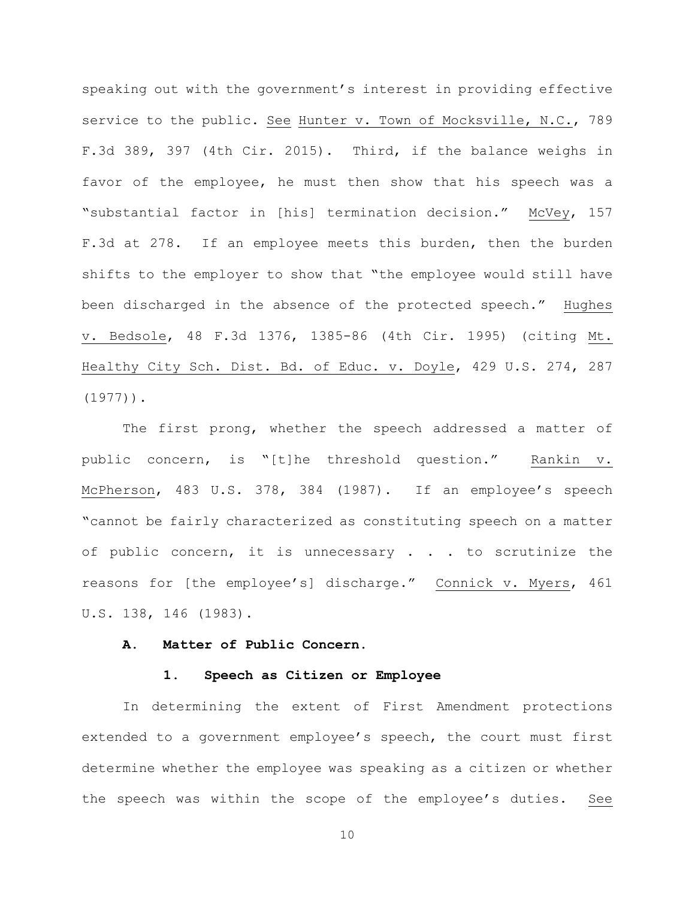speaking out with the government's interest in providing effective service to the public. See Hunter v. Town of Mocksville, N.C., 789 F.3d 389, 397 (4th Cir. 2015). Third, if the balance weighs in favor of the employee, he must then show that his speech was a "substantial factor in [his] termination decision." McVey, 157 F.3d at 278. If an employee meets this burden, then the burden shifts to the employer to show that "the employee would still have been discharged in the absence of the protected speech." Hughes v. Bedsole, 48 F.3d 1376, 1385-86 (4th Cir. 1995) (citing Mt. Healthy City Sch. Dist. Bd. of Educ. v. Doyle, 429 U.S. 274, 287 (1977)).

The first prong, whether the speech addressed a matter of public concern, is "[t]he threshold question." Rankin v. McPherson, 483 U.S. 378, 384 (1987). If an employee's speech "cannot be fairly characterized as constituting speech on a matter of public concern, it is unnecessary . . . to scrutinize the reasons for [the employee's] discharge." Connick v. Myers, 461 U.S. 138, 146 (1983).

**A. Matter of Public Concern.**

**1. Speech as Citizen or Employee**

In determining the extent of First Amendment protections extended to a government employee's speech, the court must first determine whether the employee was speaking as a citizen or whether the speech was within the scope of the employee's duties. See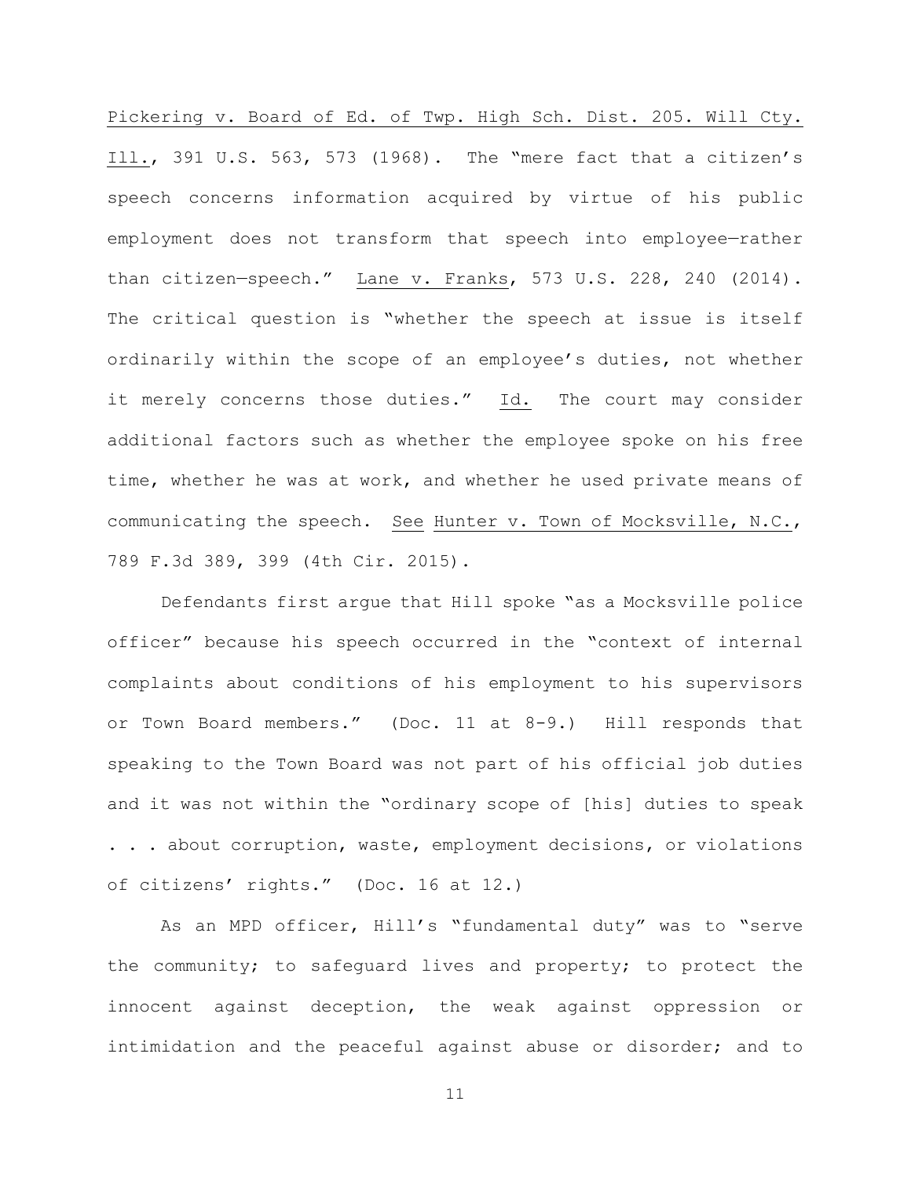Pickering v. Board of Ed. of Twp. High Sch. Dist. 205. Will Cty. Ill., 391 U.S. 563, 573 (1968). The "mere fact that a citizen's speech concerns information acquired by virtue of his public employment does not transform that speech into employee—rather than citizen—speech." Lane v. Franks, 573 U.S. 228, 240 (2014). The critical question is "whether the speech at issue is itself ordinarily within the scope of an employee's duties, not whether it merely concerns those duties." Id. The court may consider additional factors such as whether the employee spoke on his free time, whether he was at work, and whether he used private means of communicating the speech. See Hunter v. Town of Mocksville, N.C., 789 F.3d 389, 399 (4th Cir. 2015).

Defendants first argue that Hill spoke "as a Mocksville police officer" because his speech occurred in the "context of internal complaints about conditions of his employment to his supervisors or Town Board members." (Doc. 11 at 8-9.) Hill responds that speaking to the Town Board was not part of his official job duties and it was not within the "ordinary scope of [his] duties to speak . . . about corruption, waste, employment decisions, or violations of citizens' rights." (Doc. 16 at 12.)

As an MPD officer, Hill's "fundamental duty" was to "serve the community; to safeguard lives and property; to protect the innocent against deception, the weak against oppression or intimidation and the peaceful against abuse or disorder; and to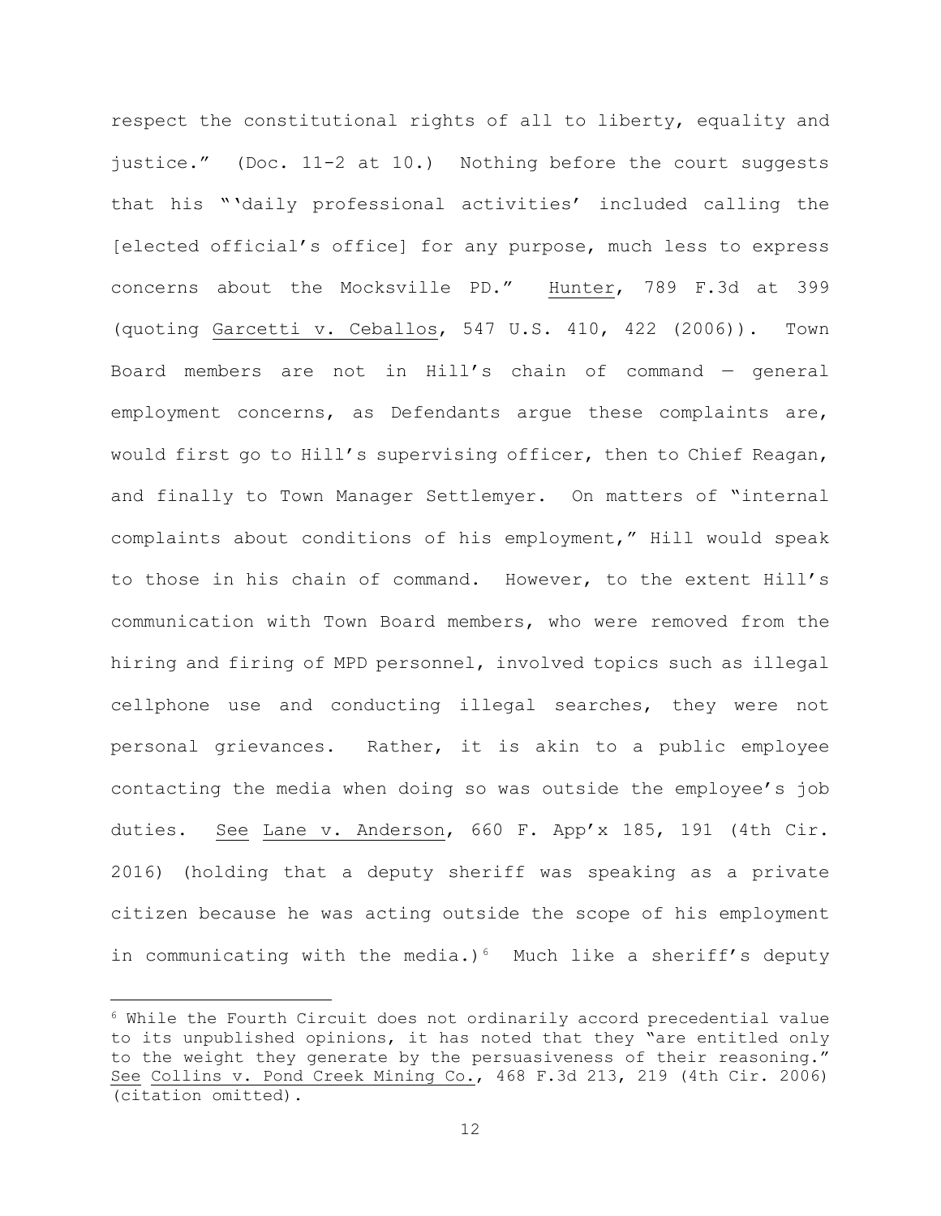respect the constitutional rights of all to liberty, equality and justice." (Doc. 11-2 at 10.) Nothing before the court suggests that his "'daily professional activities' included calling the [elected official's office] for any purpose, much less to express concerns about the Mocksville PD." Hunter, 789 F.3d at 399 (quoting Garcetti v. Ceballos, 547 U.S. 410, 422 (2006)). Town Board members are not in Hill's chain of command — general employment concerns, as Defendants argue these complaints are, would first go to Hill's supervising officer, then to Chief Reagan, and finally to Town Manager Settlemyer. On matters of "internal complaints about conditions of his employment," Hill would speak to those in his chain of command. However, to the extent Hill's communication with Town Board members, who were removed from the hiring and firing of MPD personnel, involved topics such as illegal cellphone use and conducting illegal searches, they were not personal grievances. Rather, it is akin to a public employee contacting the media when doing so was outside the employee's job duties. See Lane v. Anderson, 660 F. App'x 185, 191 (4th Cir. 2016) (holding that a deputy sheriff was speaking as a private citizen because he was acting outside the scope of his employment in communicating with the media.)[6] Much like a sheriff's deputy

[6] While the Fourth Circuit does not ordinarily accord precedential value to its unpublished opinions, it has noted that they "are entitled only to the weight they generate by the persuasiveness of their reasoning." See Collins v. Pond Creek Mining Co., 468 F.3d 213, 219 (4th Cir. 2006) (citation omitted).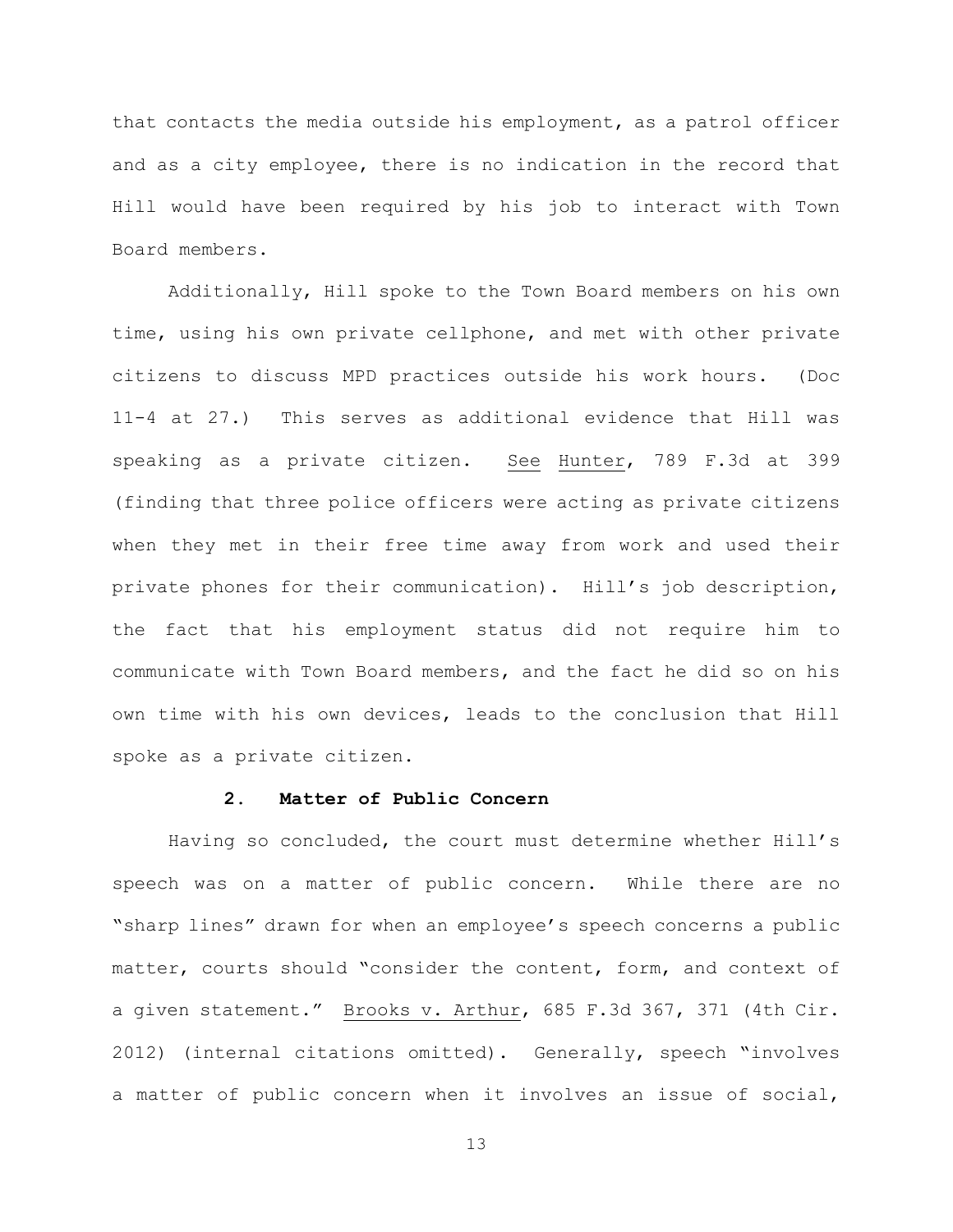that contacts the media outside his employment, as a patrol officer and as a city employee, there is no indication in the record that Hill would have been required by his job to interact with Town Board members.

Additionally, Hill spoke to the Town Board members on his own time, using his own private cellphone, and met with other private citizens to discuss MPD practices outside his work hours. (Doc 11-4 at 27.) This serves as additional evidence that Hill was speaking as a private citizen. See Hunter, 789 F.3d at 399 (finding that three police officers were acting as private citizens when they met in their free time away from work and used their private phones for their communication). Hill's job description, the fact that his employment status did not require him to communicate with Town Board members, and the fact he did so on his own time with his own devices, leads to the conclusion that Hill spoke as a private citizen.

### 2. Matter of Public Concern

Having so concluded, the court must determine whether Hill's speech was on a matter of public concern. While there are no "sharp lines" drawn for when an employee's speech concerns a public matter, courts should "consider the content, form, and context of a given statement." Brooks v. Arthur, 685 F.3d 367, 371 (4th Cir. 2012) (internal citations omitted). Generally, speech "involves a matter of public concern when it involves an issue of social,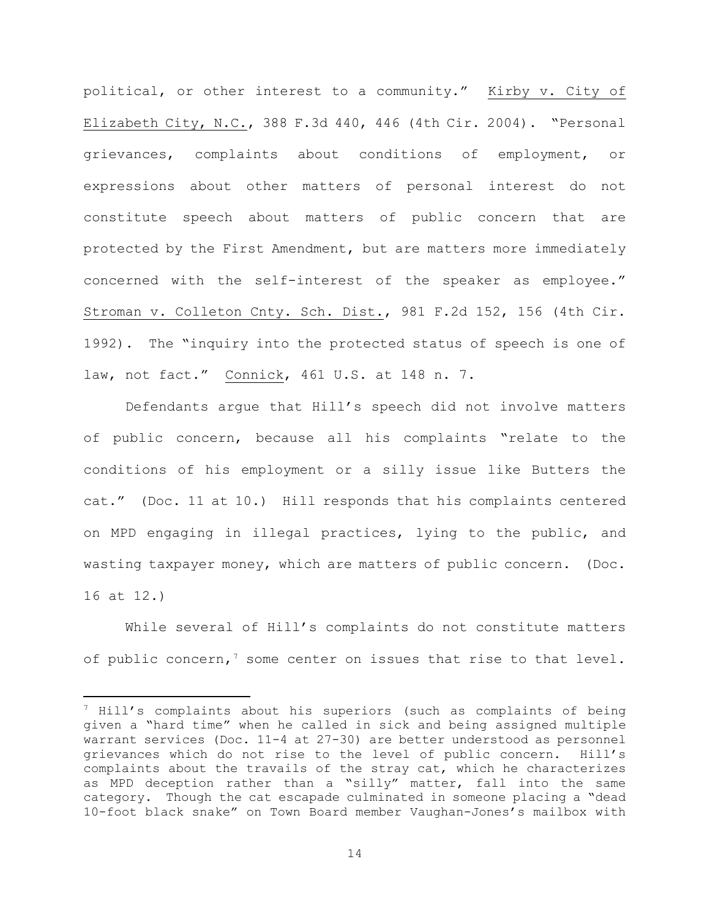political, or other interest to a community." Kirby v. City of Elizabeth City, N.C., 388 F.3d 440, 446 (4th Cir. 2004). "Personal grievances, complaints about conditions of employment, or expressions about other matters of personal interest do not constitute speech about matters of public concern that are protected by the First Amendment, but are matters more immediately concerned with the self-interest of the speaker as employee." Stroman v. Colleton Cnty. Sch. Dist., 981 F.2d 152, 156 (4th Cir. 1992). The "inquiry into the protected status of speech is one of law, not fact." Connick, 461 U.S. at 148 n. 7.

Defendants argue that Hill's speech did not involve matters of public concern, because all his complaints "relate to the conditions of his employment or a silly issue like Butters the cat." (Doc. 11 at 10.) Hill responds that his complaints centered on MPD engaging in illegal practices, lying to the public, and wasting taxpayer money, which are matters of public concern. (Doc. 16 at 12.)

While several of Hill's complaints do not constitute matters of public concern,[7] some center on issues that rise to that level.

---

[7] Hill's complaints about his superiors (such as complaints of being given a "hard time" when he called in sick and being assigned multiple warrant services (Doc. 11-4 at 27-30) are better understood as personnel grievances which do not rise to the level of public concern. Hill's complaints about the travails of the stray cat, which he characterizes as MPD deception rather than a "silly" matter, fall into the same category. Though the cat escapade culminated in someone placing a "dead 10-foot black snake" on Town Board member Vaughan-Jones's mailbox with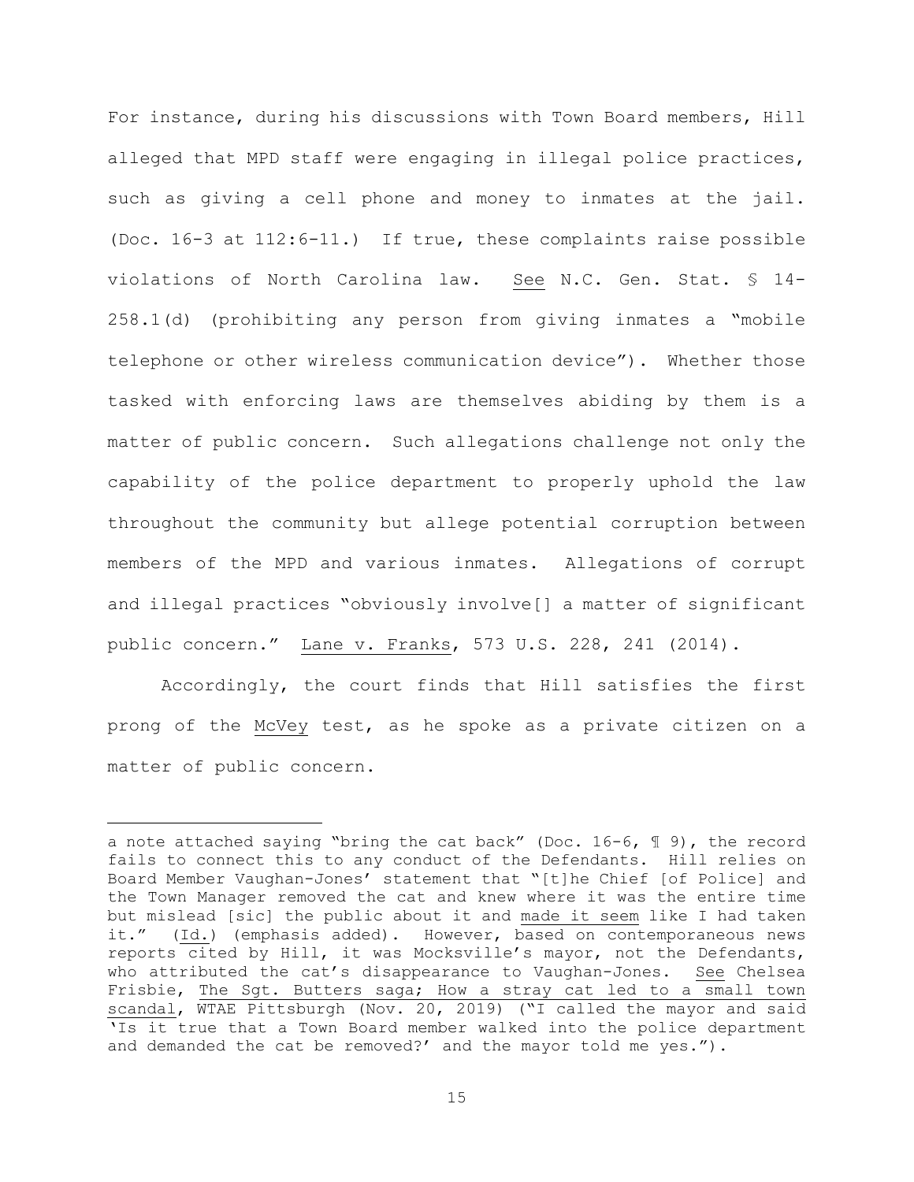For instance, during his discussions with Town Board members, Hill alleged that MPD staff were engaging in illegal police practices, such as giving a cell phone and money to inmates at the jail. (Doc. 16-3 at 112:6-11.) If true, these complaints raise possible violations of North Carolina law. See N.C. Gen. Stat. § 14-258.1(d) (prohibiting any person from giving inmates a "mobile telephone or other wireless communication device"). Whether those tasked with enforcing laws are themselves abiding by them is a matter of public concern. Such allegations challenge not only the capability of the police department to properly uphold the law throughout the community but allege potential corruption between members of the MPD and various inmates. Allegations of corrupt and illegal practices "obviously involve[] a matter of significant public concern." Lane v. Franks, 573 U.S. 228, 241 (2014).

Accordingly, the court finds that Hill satisfies the first prong of the McVey test, as he spoke as a private citizen on a matter of public concern.

---

a note attached saying "bring the cat back" (Doc. 16-6, ¶ 9), the record fails to connect this to any conduct of the Defendants. Hill relies on Board Member Vaughan-Jones' statement that "[t]he Chief [of Police] and the Town Manager removed the cat and knew where it was the entire time but mislead [sic] the public about it and made it seem like I had taken it." (Id.) (emphasis added). However, based on contemporaneous news reports cited by Hill, it was Mocksville's mayor, not the Defendants, who attributed the cat's disappearance to Vaughan-Jones. See Chelsea Frisbie, The Sgt. Butters saga; How a stray cat led to a small town scandal, WTAE Pittsburgh (Nov. 20, 2019) ("I called the mayor and said 'Is it true that a Town Board member walked into the police department and demanded the cat be removed?' and the mayor told me yes.").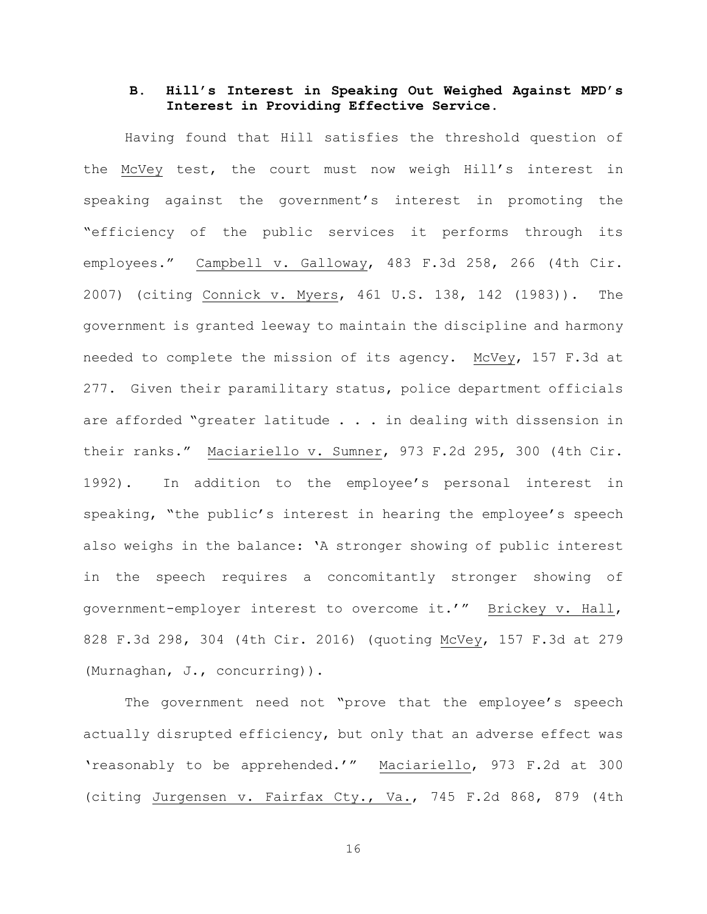### B. Hill's Interest in Speaking Out Weighed Against MPD's Interest in Providing Effective Service.

Having found that Hill satisfies the threshold question of the McVey test, the court must now weigh Hill's interest in speaking against the government's interest in promoting the "efficiency of the public services it performs through its employees." Campbell v. Galloway, 483 F.3d 258, 266 (4th Cir. 2007) (citing Connick v. Myers, 461 U.S. 138, 142 (1983)). The government is granted leeway to maintain the discipline and harmony needed to complete the mission of its agency. McVey, 157 F.3d at 277. Given their paramilitary status, police department officials are afforded "greater latitude . . . in dealing with dissension in their ranks." Maciariello v. Sumner, 973 F.2d 295, 300 (4th Cir. 1992). In addition to the employee's personal interest in speaking, "the public's interest in hearing the employee's speech also weighs in the balance: 'A stronger showing of public interest in the speech requires a concomitantly stronger showing of government-employer interest to overcome it.'" Brickey v. Hall, 828 F.3d 298, 304 (4th Cir. 2016) (quoting McVey, 157 F.3d at 279 (Murnaghan, J., concurring)).

The government need not "prove that the employee's speech actually disrupted efficiency, but only that an adverse effect was 'reasonably to be apprehended.'" Maciariello, 973 F.2d at 300 (citing Jurgensen v. Fairfax Cty., Va., 745 F.2d 868, 879 (4th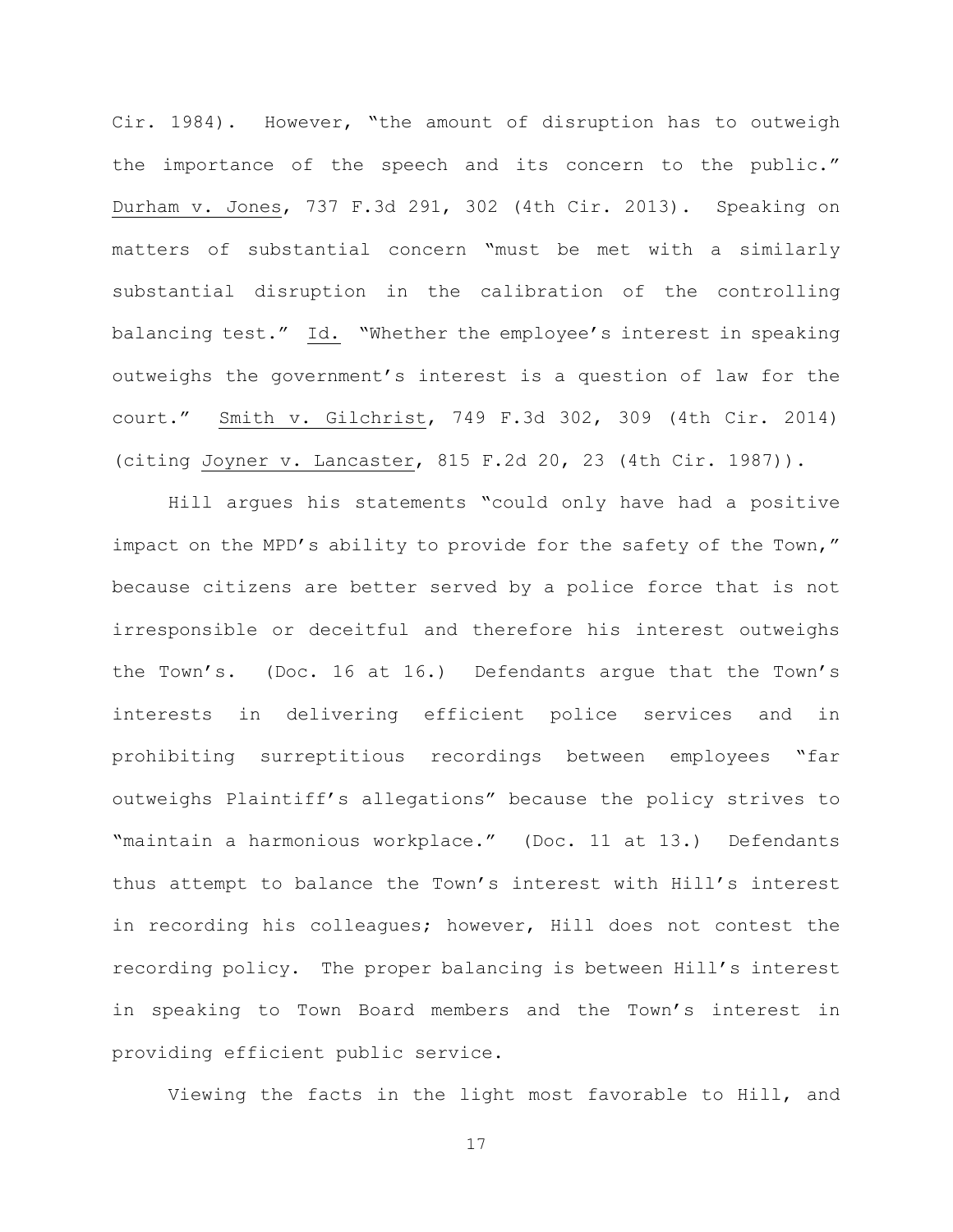Cir. 1984). However, "the amount of disruption has to outweigh the importance of the speech and its concern to the public." Durham v. Jones, 737 F.3d 291, 302 (4th Cir. 2013). Speaking on matters of substantial concern "must be met with a similarly substantial disruption in the calibration of the controlling balancing test." Id. "Whether the employee's interest in speaking outweighs the government's interest is a question of law for the court." Smith v. Gilchrist, 749 F.3d 302, 309 (4th Cir. 2014) (citing Joyner v. Lancaster, 815 F.2d 20, 23 (4th Cir. 1987)).

Hill argues his statements "could only have had a positive impact on the MPD's ability to provide for the safety of the Town," because citizens are better served by a police force that is not irresponsible or deceitful and therefore his interest outweighs the Town's. (Doc. 16 at 16.) Defendants argue that the Town's interests in delivering efficient police services and in prohibiting surreptitious recordings between employees "far outweighs Plaintiff's allegations" because the policy strives to "maintain a harmonious workplace." (Doc. 11 at 13.) Defendants thus attempt to balance the Town's interest with Hill's interest in recording his colleagues; however, Hill does not contest the recording policy. The proper balancing is between Hill's interest in speaking to Town Board members and the Town's interest in providing efficient public service.

Viewing the facts in the light most favorable to Hill, and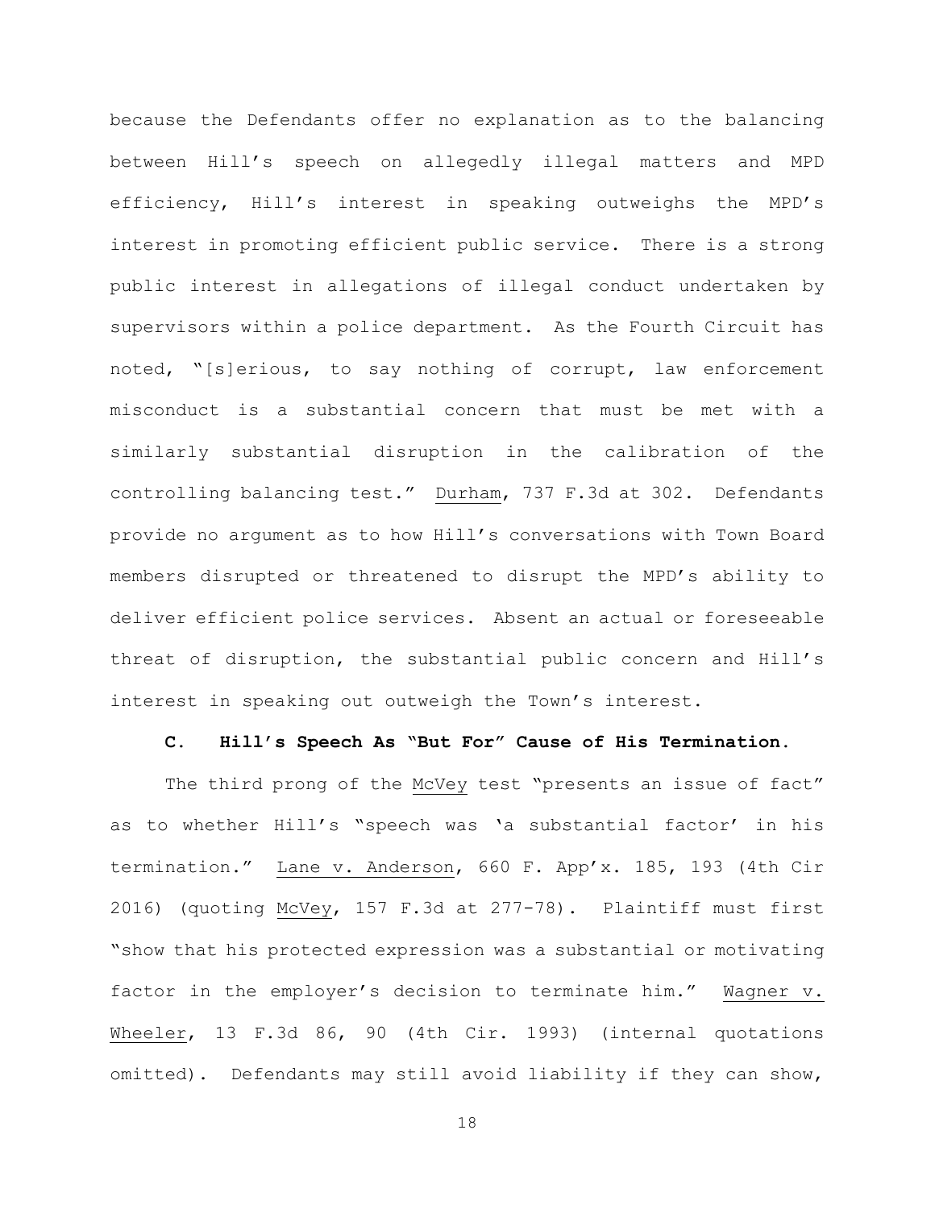because the Defendants offer no explanation as to the balancing between Hill's speech on allegedly illegal matters and MPD efficiency, Hill's interest in speaking outweighs the MPD's interest in promoting efficient public service. There is a strong public interest in allegations of illegal conduct undertaken by supervisors within a police department. As the Fourth Circuit has noted, "[s]erious, to say nothing of corrupt, law enforcement misconduct is a substantial concern that must be met with a similarly substantial disruption in the calibration of the controlling balancing test." Durham, 737 F.3d at 302. Defendants provide no argument as to how Hill's conversations with Town Board members disrupted or threatened to disrupt the MPD's ability to deliver efficient police services. Absent an actual or foreseeable threat of disruption, the substantial public concern and Hill's interest in speaking out outweigh the Town's interest.

### C. Hill's Speech As "But For" Cause of His Termination.

The third prong of the McVey test "presents an issue of fact" as to whether Hill's "speech was 'a substantial factor' in his termination." Lane v. Anderson, 660 F. App'x. 185, 193 (4th Cir 2016) (quoting McVey, 157 F.3d at 277-78). Plaintiff must first "show that his protected expression was a substantial or motivating factor in the employer's decision to terminate him." Wagner v. Wheeler, 13 F.3d 86, 90 (4th Cir. 1993) (internal quotations omitted). Defendants may still avoid liability if they can show,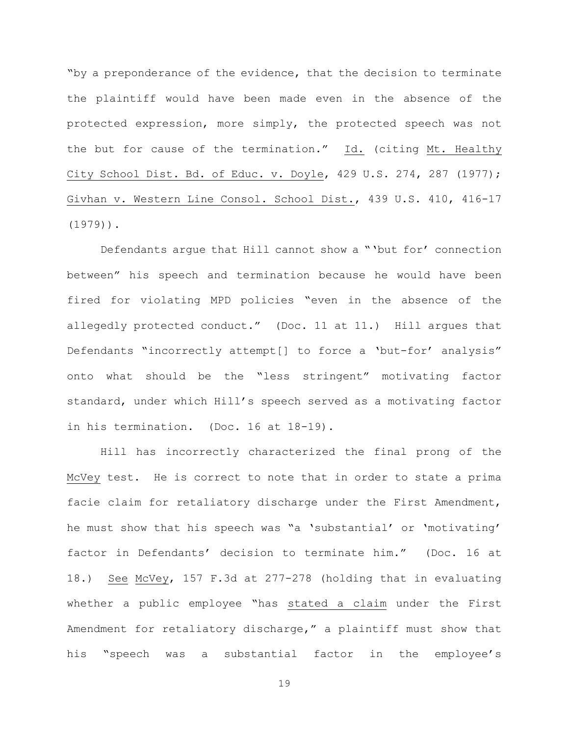"by a preponderance of the evidence, that the decision to terminate the plaintiff would have been made even in the absence of the protected expression, more simply, the protected speech was not the but for cause of the termination." Id. (citing Mt. Healthy City School Dist. Bd. of Educ. v. Doyle, 429 U.S. 274, 287 (1977); Givhan v. Western Line Consol. School Dist., 439 U.S. 410, 416-17 (1979)).

Defendants argue that Hill cannot show a "'but for' connection between" his speech and termination because he would have been fired for violating MPD policies "even in the absence of the allegedly protected conduct." (Doc. 11 at 11.) Hill argues that Defendants "incorrectly attempt[] to force a 'but-for' analysis" onto what should be the "less stringent" motivating factor standard, under which Hill's speech served as a motivating factor in his termination. (Doc. 16 at 18-19).

Hill has incorrectly characterized the final prong of the McVey test. He is correct to note that in order to state a prima facie claim for retaliatory discharge under the First Amendment, he must show that his speech was "a 'substantial' or 'motivating' factor in Defendants' decision to terminate him." (Doc. 16 at 18.) See McVey, 157 F.3d at 277-278 (holding that in evaluating whether a public employee "has stated a claim under the First Amendment for retaliatory discharge," a plaintiff must show that his "speech was a substantial factor in the employee's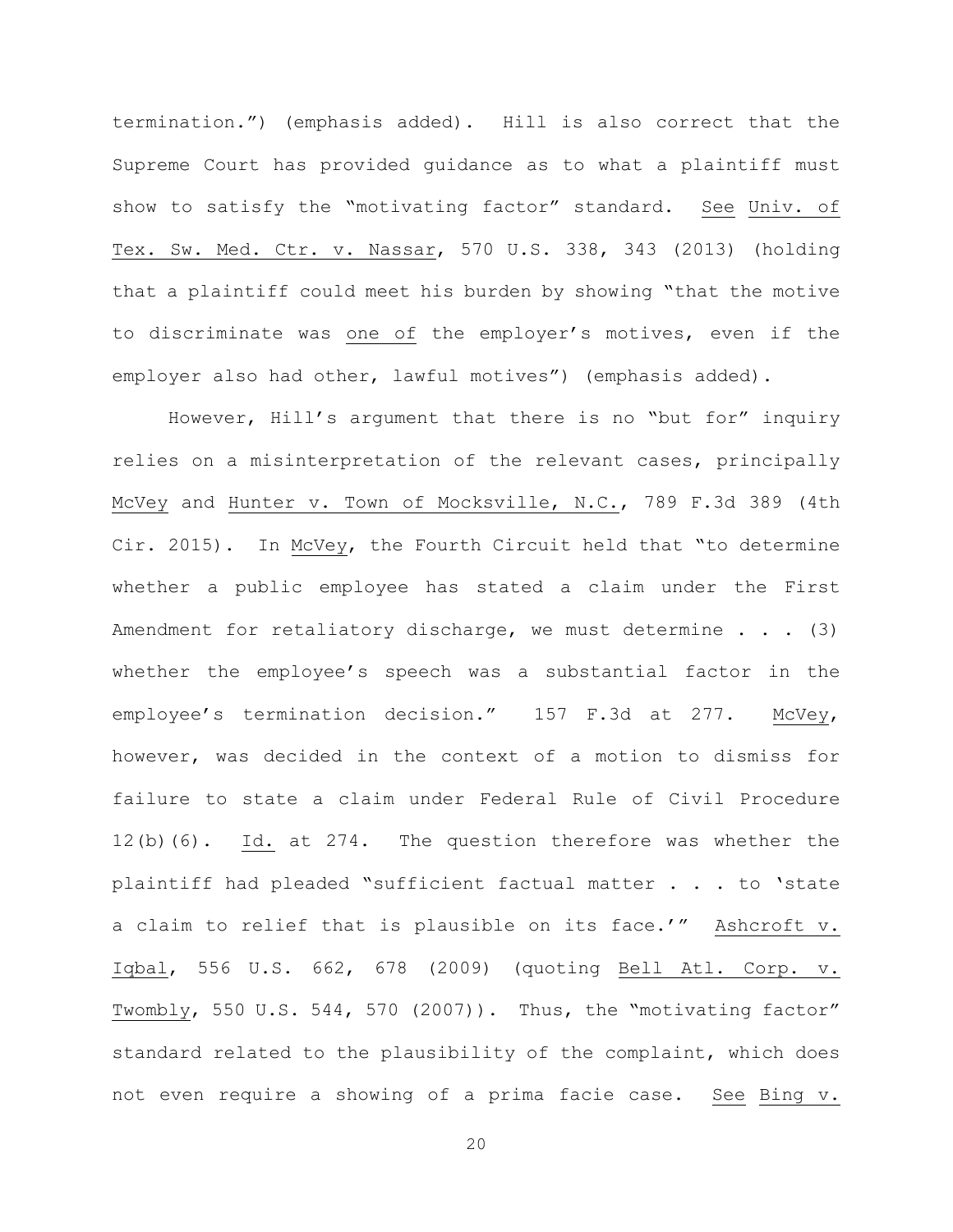termination.") (emphasis added). Hill is also correct that the Supreme Court has provided guidance as to what a plaintiff must show to satisfy the "motivating factor" standard. See Univ. of Tex. Sw. Med. Ctr. v. Nassar, 570 U.S. 338, 343 (2013) (holding that a plaintiff could meet his burden by showing "that the motive to discriminate was one of the employer's motives, even if the employer also had other, lawful motives") (emphasis added).

However, Hill's argument that there is no "but for" inquiry relies on a misinterpretation of the relevant cases, principally McVey and Hunter v. Town of Mocksville, N.C., 789 F.3d 389 (4th Cir. 2015). In McVey, the Fourth Circuit held that "to determine whether a public employee has stated a claim under the First Amendment for retaliatory discharge, we must determine . . . (3) whether the employee's speech was a substantial factor in the employee's termination decision." 157 F.3d at 277. McVey, however, was decided in the context of a motion to dismiss for failure to state a claim under Federal Rule of Civil Procedure 12(b)(6). Id. at 274. The question therefore was whether the plaintiff had pleaded "sufficient factual matter . . . to 'state a claim to relief that is plausible on its face.'" Ashcroft v. Iqbal, 556 U.S. 662, 678 (2009) (quoting Bell Atl. Corp. v. Twombly, 550 U.S. 544, 570 (2007)). Thus, the "motivating factor" standard related to the plausibility of the complaint, which does not even require a showing of a prima facie case. See Bing v.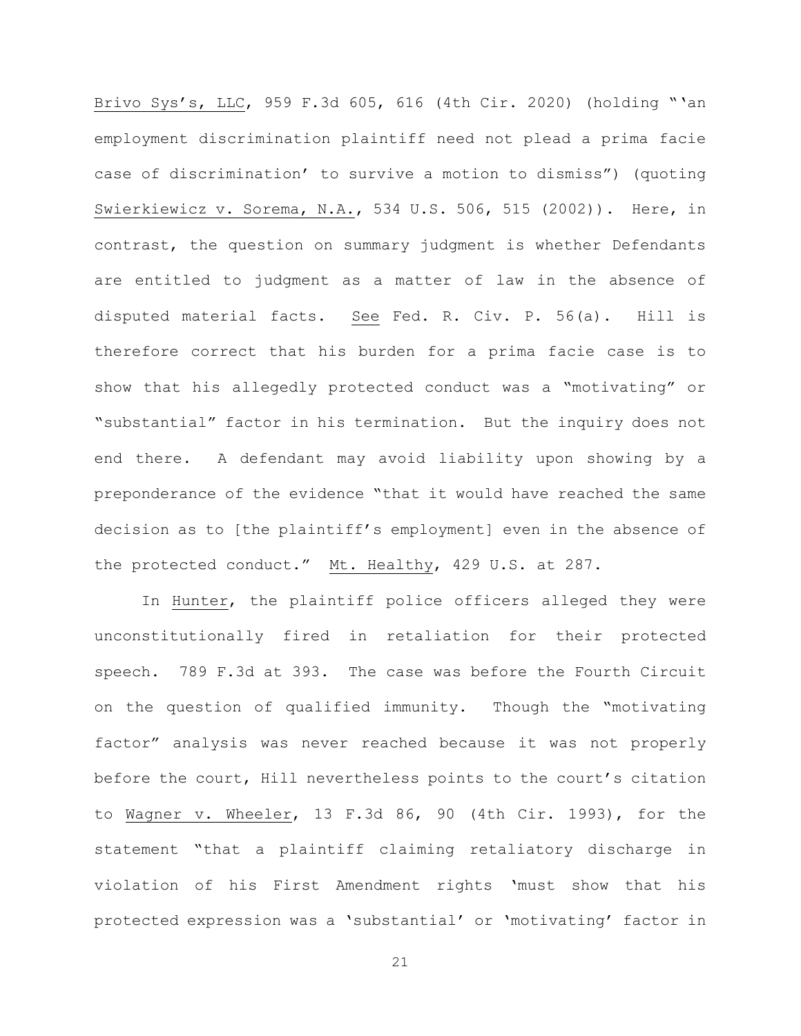Brivo Sys's, LLC, 959 F.3d 605, 616 (4th Cir. 2020) (holding "'an employment discrimination plaintiff need not plead a prima facie case of discrimination' to survive a motion to dismiss") (quoting Swierkiewicz v. Sorema, N.A., 534 U.S. 506, 515 (2002)). Here, in contrast, the question on summary judgment is whether Defendants are entitled to judgment as a matter of law in the absence of disputed material facts. See Fed. R. Civ. P. 56(a). Hill is therefore correct that his burden for a prima facie case is to show that his allegedly protected conduct was a "motivating" or "substantial" factor in his termination. But the inquiry does not end there. A defendant may avoid liability upon showing by a preponderance of the evidence "that it would have reached the same decision as to [the plaintiff's employment] even in the absence of the protected conduct." Mt. Healthy, 429 U.S. at 287.

In Hunter, the plaintiff police officers alleged they were unconstitutionally fired in retaliation for their protected speech. 789 F.3d at 393. The case was before the Fourth Circuit on the question of qualified immunity. Though the "motivating factor" analysis was never reached because it was not properly before the court, Hill nevertheless points to the court's citation to Wagner v. Wheeler, 13 F.3d 86, 90 (4th Cir. 1993), for the statement "that a plaintiff claiming retaliatory discharge in violation of his First Amendment rights 'must show that his protected expression was a 'substantial' or 'motivating' factor in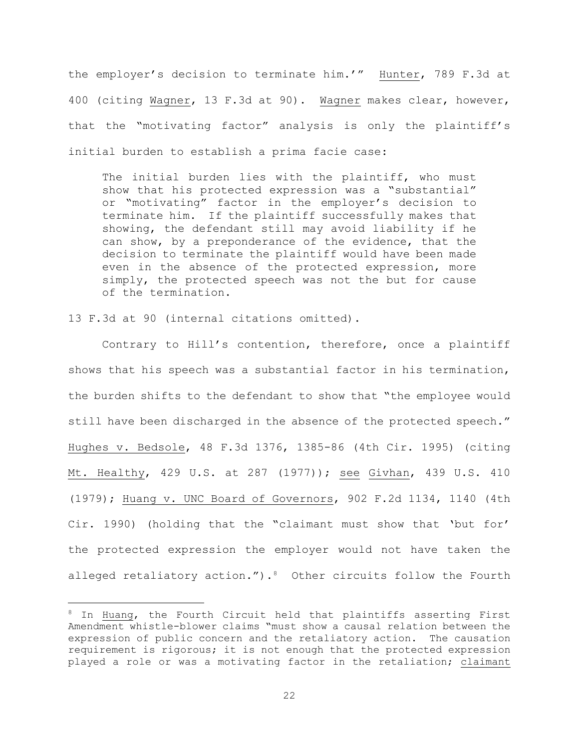the employer's decision to terminate him.'" Hunter, 789 F.3d at 400 (citing Wagner, 13 F.3d at 90). Wagner makes clear, however, that the "motivating factor" analysis is only the plaintiff's initial burden to establish a prima facie case:

> The initial burden lies with the plaintiff, who must show that his protected expression was a "substantial" or "motivating" factor in the employer's decision to terminate him. If the plaintiff successfully makes that showing, the defendant still may avoid liability if he can show, by a preponderance of the evidence, that the decision to terminate the plaintiff would have been made even in the absence of the protected expression, more simply, the protected speech was not the but for cause of the termination.

13 F.3d at 90 (internal citations omitted).

Contrary to Hill's contention, therefore, once a plaintiff shows that his speech was a substantial factor in his termination, the burden shifts to the defendant to show that "the employee would still have been discharged in the absence of the protected speech." Hughes v. Bedsole, 48 F.3d 1376, 1385-86 (4th Cir. 1995) (citing Mt. Healthy, 429 U.S. at 287 (1977)); see Givhan, 439 U.S. 410 (1979); Huang v. UNC Board of Governors, 902 F.2d 1134, 1140 (4th Cir. 1990) (holding that the "claimant must show that 'but for' the protected expression the employer would not have taken the alleged retaliatory action.").[8] Other circuits follow the Fourth

[8] In Huang, the Fourth Circuit held that plaintiffs asserting First Amendment whistle-blower claims "must show a causal relation between the expression of public concern and the retaliatory action. The causation requirement is rigorous; it is not enough that the protected expression played a role or was a motivating factor in the retaliation; claimant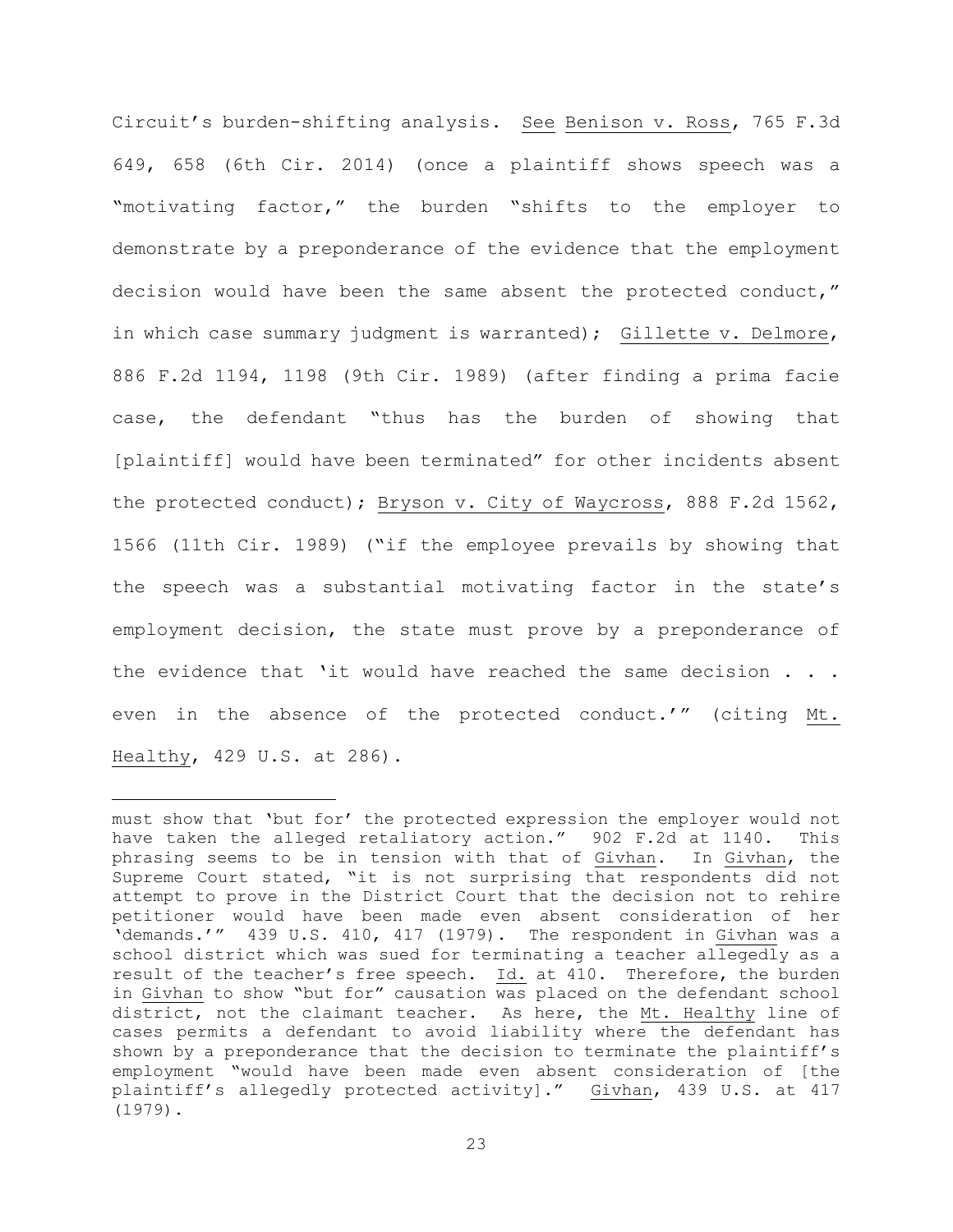Circuit's burden-shifting analysis. See Benison v. Ross, 765 F.3d 649, 658 (6th Cir. 2014) (once a plaintiff shows speech was a "motivating factor," the burden "shifts to the employer to demonstrate by a preponderance of the evidence that the employment decision would have been the same absent the protected conduct," in which case summary judgment is warranted); Gillette v. Delmore, 886 F.2d 1194, 1198 (9th Cir. 1989) (after finding a prima facie case, the defendant "thus has the burden of showing that [plaintiff] would have been terminated" for other incidents absent the protected conduct); Bryson v. City of Waycross, 888 F.2d 1562, 1566 (11th Cir. 1989) ("if the employee prevails by showing that the speech was a substantial motivating factor in the state's employment decision, the state must prove by a preponderance of the evidence that 'it would have reached the same decision . . . even in the absence of the protected conduct.'" (citing Mt. Healthy, 429 U.S. at 286).

---

must show that 'but for' the protected expression the employer would not have taken the alleged retaliatory action." 902 F.2d at 1140. This phrasing seems to be in tension with that of Givhan. In Givhan, the Supreme Court stated, "it is not surprising that respondents did not attempt to prove in the District Court that the decision not to rehire petitioner would have been made even absent consideration of her 'demands.'" 439 U.S. 410, 417 (1979). The respondent in Givhan was a school district which was sued for terminating a teacher allegedly as a result of the teacher's free speech. Id. at 410. Therefore, the burden in Givhan to show "but for" causation was placed on the defendant school district, not the claimant teacher. As here, the Mt. Healthy line of cases permits a defendant to avoid liability where the defendant has shown by a preponderance that the decision to terminate the plaintiff's employment "would have been made even absent consideration of [the plaintiff's allegedly protected activity]." Givhan, 439 U.S. at 417 (1979).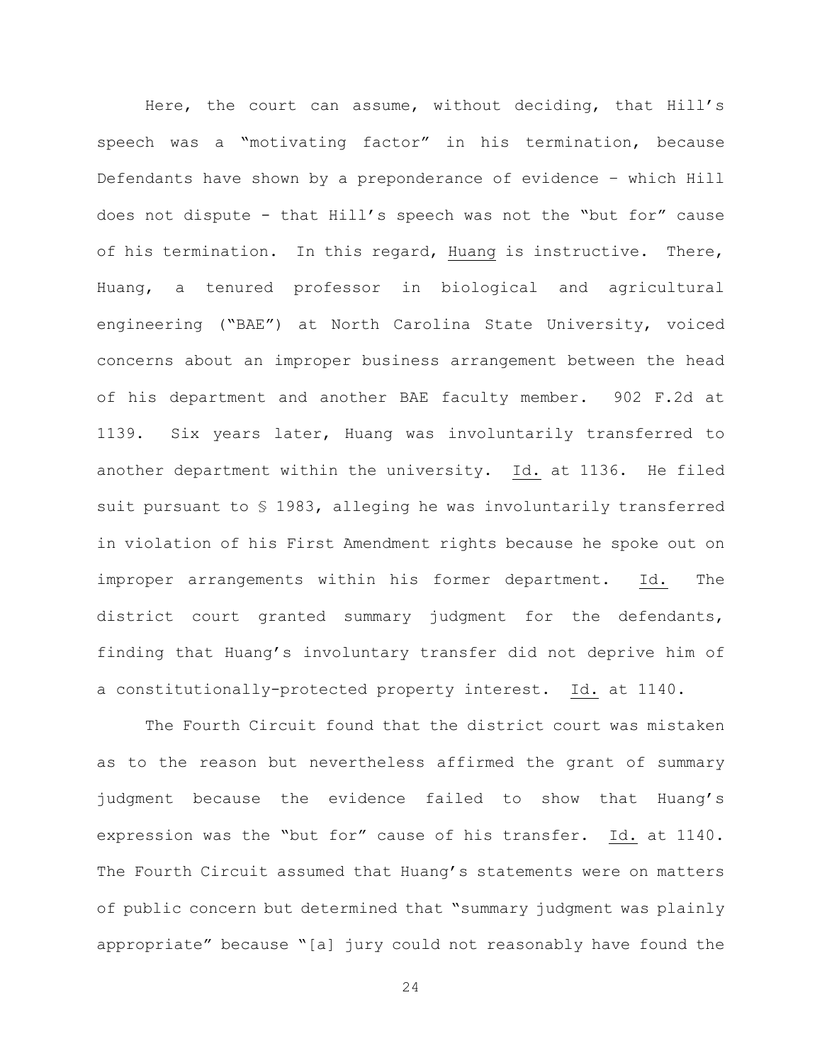Here, the court can assume, without deciding, that Hill's speech was a "motivating factor" in his termination, because Defendants have shown by a preponderance of evidence – which Hill does not dispute - that Hill's speech was not the "but for" cause of his termination. In this regard, Huang is instructive. There, Huang, a tenured professor in biological and agricultural engineering ("BAE") at North Carolina State University, voiced concerns about an improper business arrangement between the head of his department and another BAE faculty member. 902 F.2d at 1139. Six years later, Huang was involuntarily transferred to another department within the university. Id. at 1136. He filed suit pursuant to § 1983, alleging he was involuntarily transferred in violation of his First Amendment rights because he spoke out on improper arrangements within his former department. Id. The district court granted summary judgment for the defendants, finding that Huang's involuntary transfer did not deprive him of a constitutionally-protected property interest. Id. at 1140.

The Fourth Circuit found that the district court was mistaken as to the reason but nevertheless affirmed the grant of summary judgment because the evidence failed to show that Huang's expression was the "but for" cause of his transfer. Id. at 1140. The Fourth Circuit assumed that Huang's statements were on matters of public concern but determined that "summary judgment was plainly appropriate" because "[a] jury could not reasonably have found the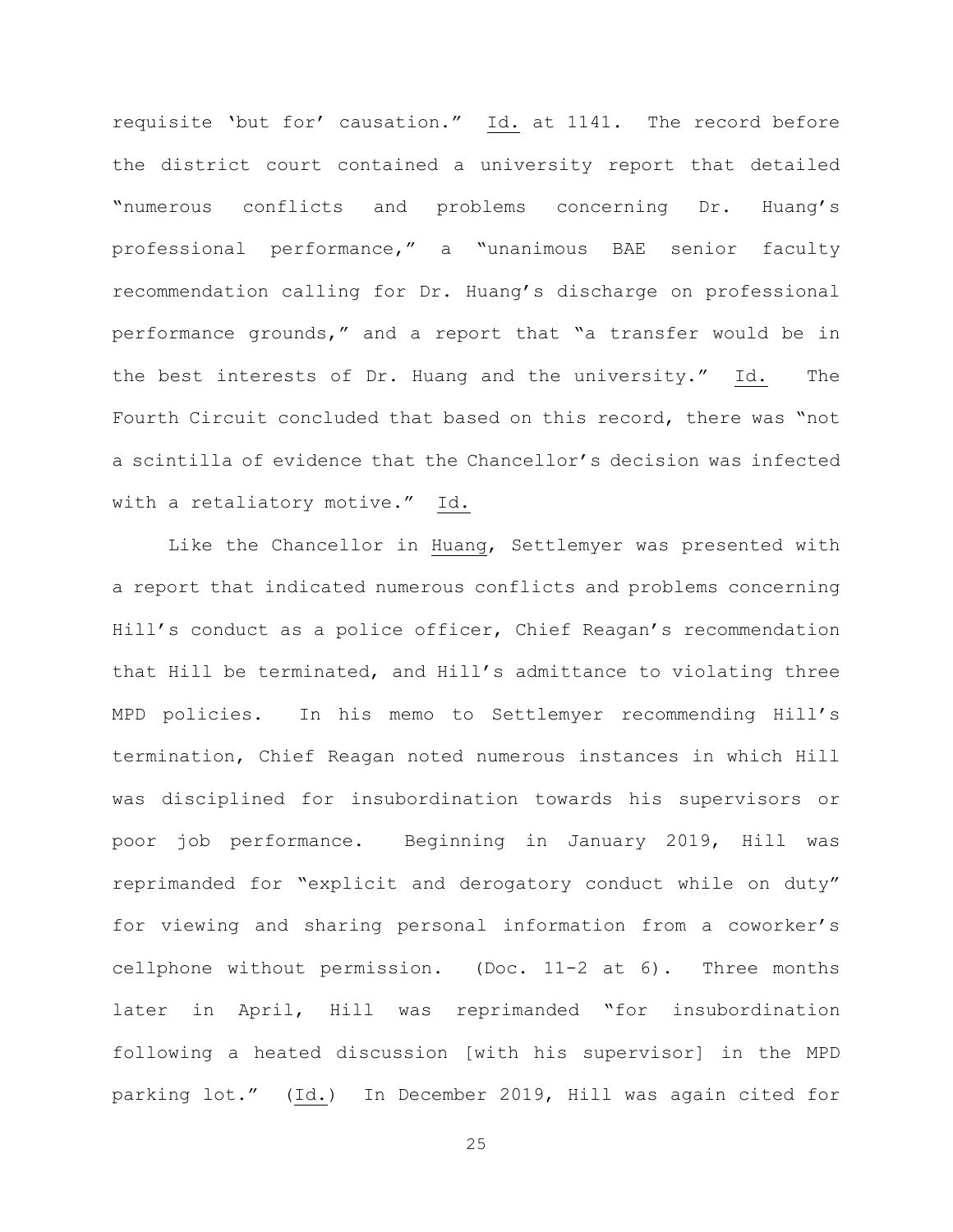requisite 'but for' causation." Id. at 1141. The record before the district court contained a university report that detailed "numerous conflicts and problems concerning Dr. Huang's professional performance," a "unanimous BAE senior faculty recommendation calling for Dr. Huang's discharge on professional performance grounds," and a report that "a transfer would be in the best interests of Dr. Huang and the university." Id. The Fourth Circuit concluded that based on this record, there was "not a scintilla of evidence that the Chancellor's decision was infected with a retaliatory motive." Id.

Like the Chancellor in Huang, Settlemyer was presented with a report that indicated numerous conflicts and problems concerning Hill's conduct as a police officer, Chief Reagan's recommendation that Hill be terminated, and Hill's admittance to violating three MPD policies. In his memo to Settlemyer recommending Hill's termination, Chief Reagan noted numerous instances in which Hill was disciplined for insubordination towards his supervisors or poor job performance. Beginning in January 2019, Hill was reprimanded for "explicit and derogatory conduct while on duty" for viewing and sharing personal information from a coworker's cellphone without permission. (Doc. 11-2 at 6). Three months later in April, Hill was reprimanded "for insubordination following a heated discussion [with his supervisor] in the MPD parking lot." (Id.) In December 2019, Hill was again cited for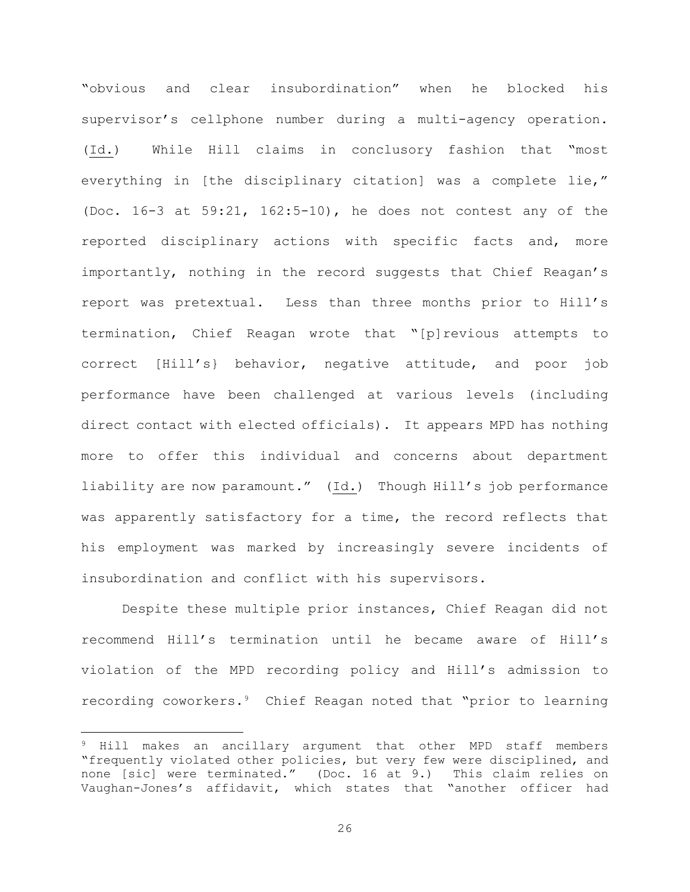"obvious and clear insubordination" when he blocked his supervisor's cellphone number during a multi-agency operation. (Id.) While Hill claims in conclusory fashion that "most everything in [the disciplinary citation] was a complete lie," (Doc. 16-3 at 59:21, 162:5-10), he does not contest any of the reported disciplinary actions with specific facts and, more importantly, nothing in the record suggests that Chief Reagan's report was pretextual. Less than three months prior to Hill's termination, Chief Reagan wrote that "[p]revious attempts to correct [Hill's} behavior, negative attitude, and poor job performance have been challenged at various levels (including direct contact with elected officials). It appears MPD has nothing more to offer this individual and concerns about department liability are now paramount." (Id.) Though Hill's job performance was apparently satisfactory for a time, the record reflects that his employment was marked by increasingly severe incidents of insubordination and conflict with his supervisors.

Despite these multiple prior instances, Chief Reagan did not recommend Hill's termination until he became aware of Hill's violation of the MPD recording policy and Hill's admission to recording coworkers.[9] Chief Reagan noted that "prior to learning

[9] Hill makes an ancillary argument that other MPD staff members "frequently violated other policies, but very few were disciplined, and none [sic] were terminated." (Doc. 16 at 9.) This claim relies on Vaughan-Jones's affidavit, which states that "another officer had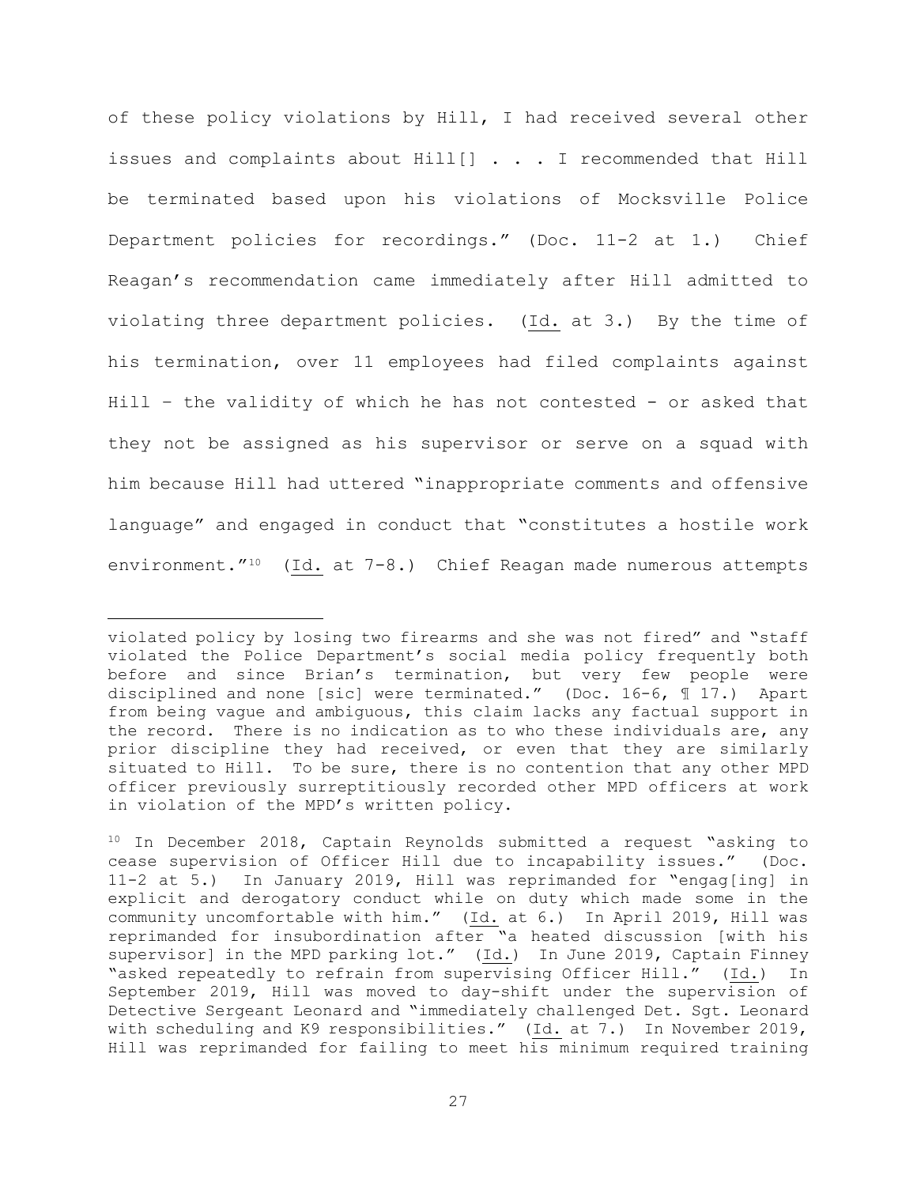of these policy violations by Hill, I had received several other issues and complaints about Hill[] . . . I recommended that Hill be terminated based upon his violations of Mocksville Police Department policies for recordings." (Doc. 11-2 at 1.) Chief Reagan's recommendation came immediately after Hill admitted to violating three department policies. (Id. at 3.) By the time of his termination, over 11 employees had filed complaints against Hill – the validity of which he has not contested - or asked that they not be assigned as his supervisor or serve on a squad with him because Hill had uttered "inappropriate comments and offensive language" and engaged in conduct that "constitutes a hostile work environment."[10] (Id. at 7-8.) Chief Reagan made numerous attempts

---

violated policy by losing two firearms and she was not fired" and "staff violated the Police Department's social media policy frequently both before and since Brian's termination, but very few people were disciplined and none [sic] were terminated." (Doc. 16-6, ¶ 17.) Apart from being vague and ambiguous, this claim lacks any factual support in the record. There is no indication as to who these individuals are, any prior discipline they had received, or even that they are similarly situated to Hill. To be sure, there is no contention that any other MPD officer previously surreptitiously recorded other MPD officers at work in violation of the MPD's written policy.

[10] In December 2018, Captain Reynolds submitted a request "asking to cease supervision of Officer Hill due to incapability issues." (Doc. 11-2 at 5.) In January 2019, Hill was reprimanded for "engag[ing] in explicit and derogatory conduct while on duty which made some in the community uncomfortable with him." (Id. at 6.) In April 2019, Hill was reprimanded for insubordination after "a heated discussion [with his supervisor] in the MPD parking lot." (Id.) In June 2019, Captain Finney "asked repeatedly to refrain from supervising Officer Hill." (Id.) In September 2019, Hill was moved to day-shift under the supervision of Detective Sergeant Leonard and "immediately challenged Det. Sgt. Leonard with scheduling and K9 responsibilities." (Id. at 7.) In November 2019, Hill was reprimanded for failing to meet his minimum required training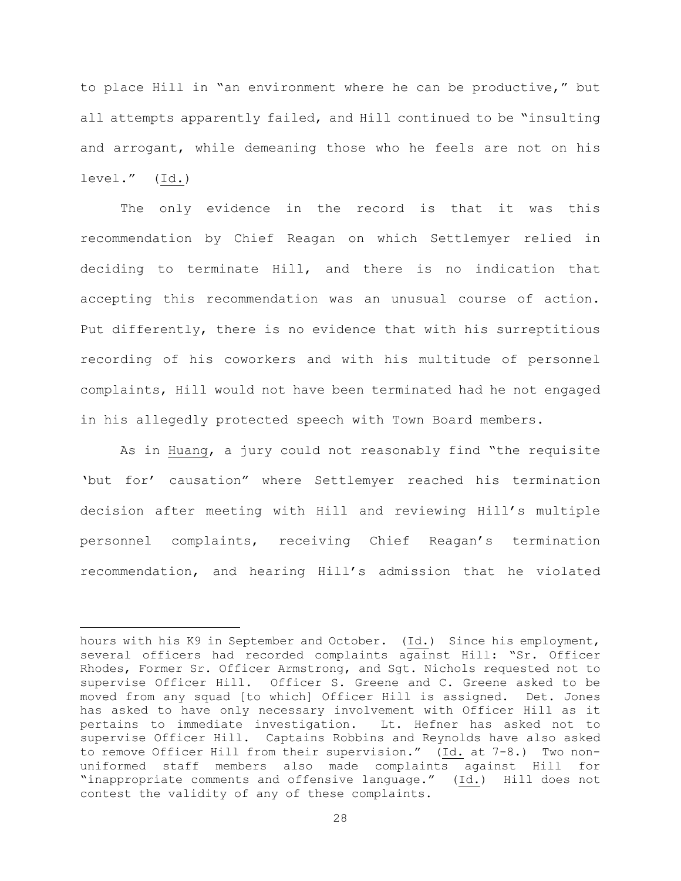to place Hill in "an environment where he can be productive," but all attempts apparently failed, and Hill continued to be "insulting and arrogant, while demeaning those who he feels are not on his level." (Id.)

The only evidence in the record is that it was this recommendation by Chief Reagan on which Settlemyer relied in deciding to terminate Hill, and there is no indication that accepting this recommendation was an unusual course of action. Put differently, there is no evidence that with his surreptitious recording of his coworkers and with his multitude of personnel complaints, Hill would not have been terminated had he not engaged in his allegedly protected speech with Town Board members.

As in Huang, a jury could not reasonably find "the requisite 'but for' causation" where Settlemyer reached his termination decision after meeting with Hill and reviewing Hill's multiple personnel complaints, receiving Chief Reagan's termination recommendation, and hearing Hill's admission that he violated

---

hours with his K9 in September and October. (Id.) Since his employment, several officers had recorded complaints against Hill: "Sr. Officer Rhodes, Former Sr. Officer Armstrong, and Sgt. Nichols requested not to supervise Officer Hill. Officer S. Greene and C. Greene asked to be moved from any squad [to which] Officer Hill is assigned. Det. Jones has asked to have only necessary involvement with Officer Hill as it pertains to immediate investigation. Lt. Hefner has asked not to supervise Officer Hill. Captains Robbins and Reynolds have also asked to remove Officer Hill from their supervision." (Id. at 7-8.) Two non-uniformed staff members also made complaints against Hill for "inappropriate comments and offensive language." (Id.) Hill does not contest the validity of any of these complaints.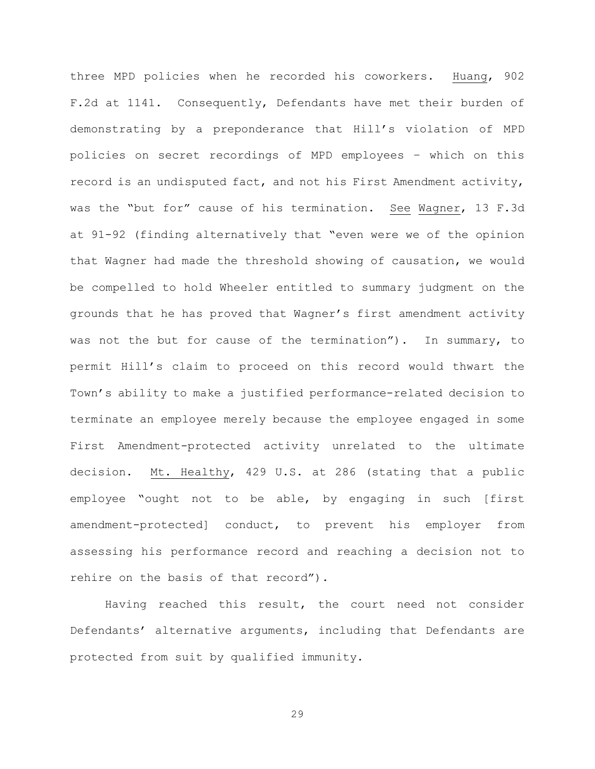three MPD policies when he recorded his coworkers. Huang, 902 F.2d at 1141. Consequently, Defendants have met their burden of demonstrating by a preponderance that Hill's violation of MPD policies on secret recordings of MPD employees – which on this record is an undisputed fact, and not his First Amendment activity, was the "but for" cause of his termination. See Wagner, 13 F.3d at 91-92 (finding alternatively that "even were we of the opinion that Wagner had made the threshold showing of causation, we would be compelled to hold Wheeler entitled to summary judgment on the grounds that he has proved that Wagner's first amendment activity was not the but for cause of the termination"). In summary, to permit Hill's claim to proceed on this record would thwart the Town's ability to make a justified performance-related decision to terminate an employee merely because the employee engaged in some First Amendment-protected activity unrelated to the ultimate decision. Mt. Healthy, 429 U.S. at 286 (stating that a public employee "ought not to be able, by engaging in such [first amendment-protected] conduct, to prevent his employer from assessing his performance record and reaching a decision not to rehire on the basis of that record").

Having reached this result, the court need not consider Defendants' alternative arguments, including that Defendants are protected from suit by qualified immunity.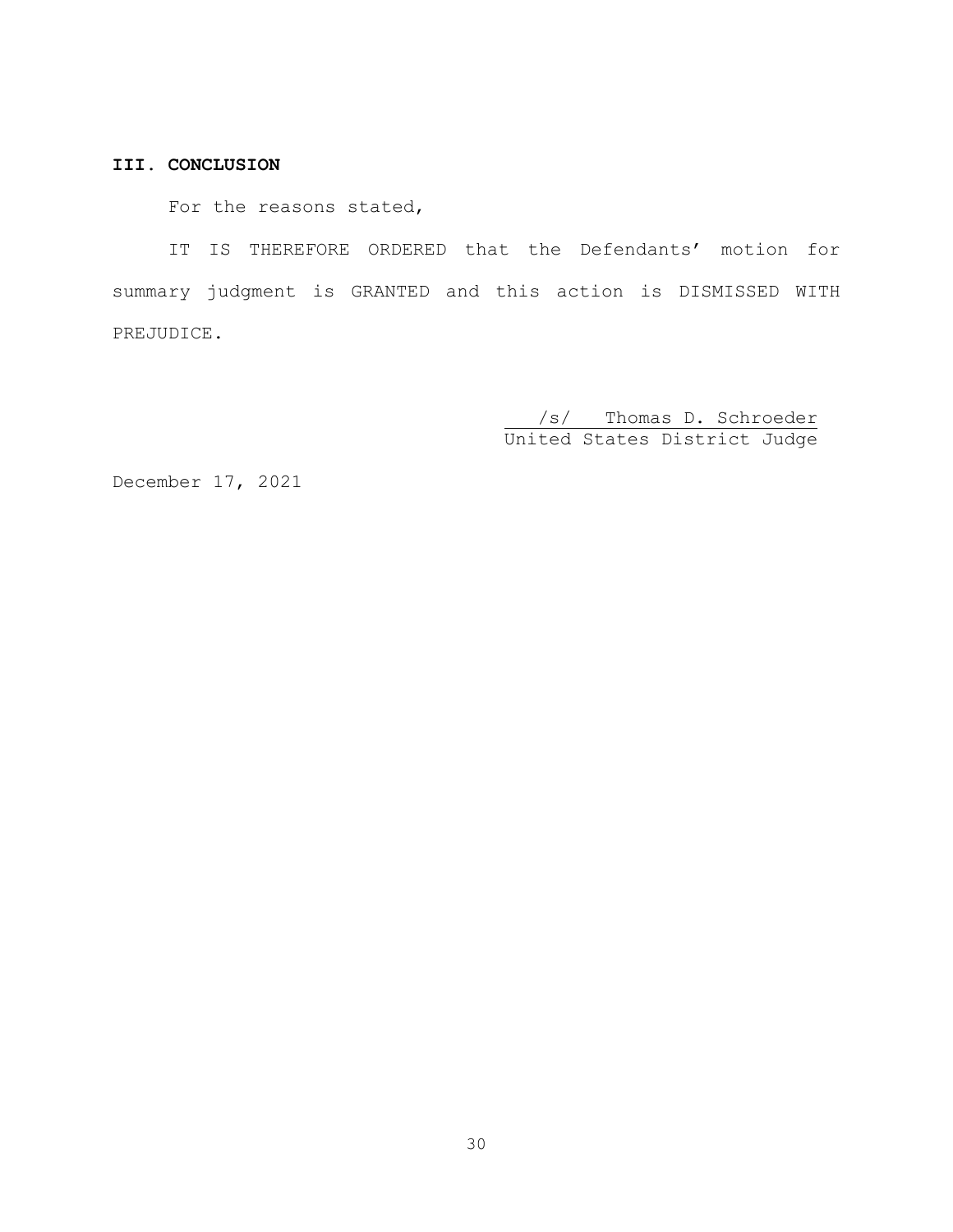## III. CONCLUSION

For the reasons stated,

IT IS THEREFORE ORDERED that the Defendants' motion for summary judgment is GRANTED and this action is DISMISSED WITH PREJUDICE.

/s/ Thomas D. Schroeder
United States District Judge

December 17, 2021